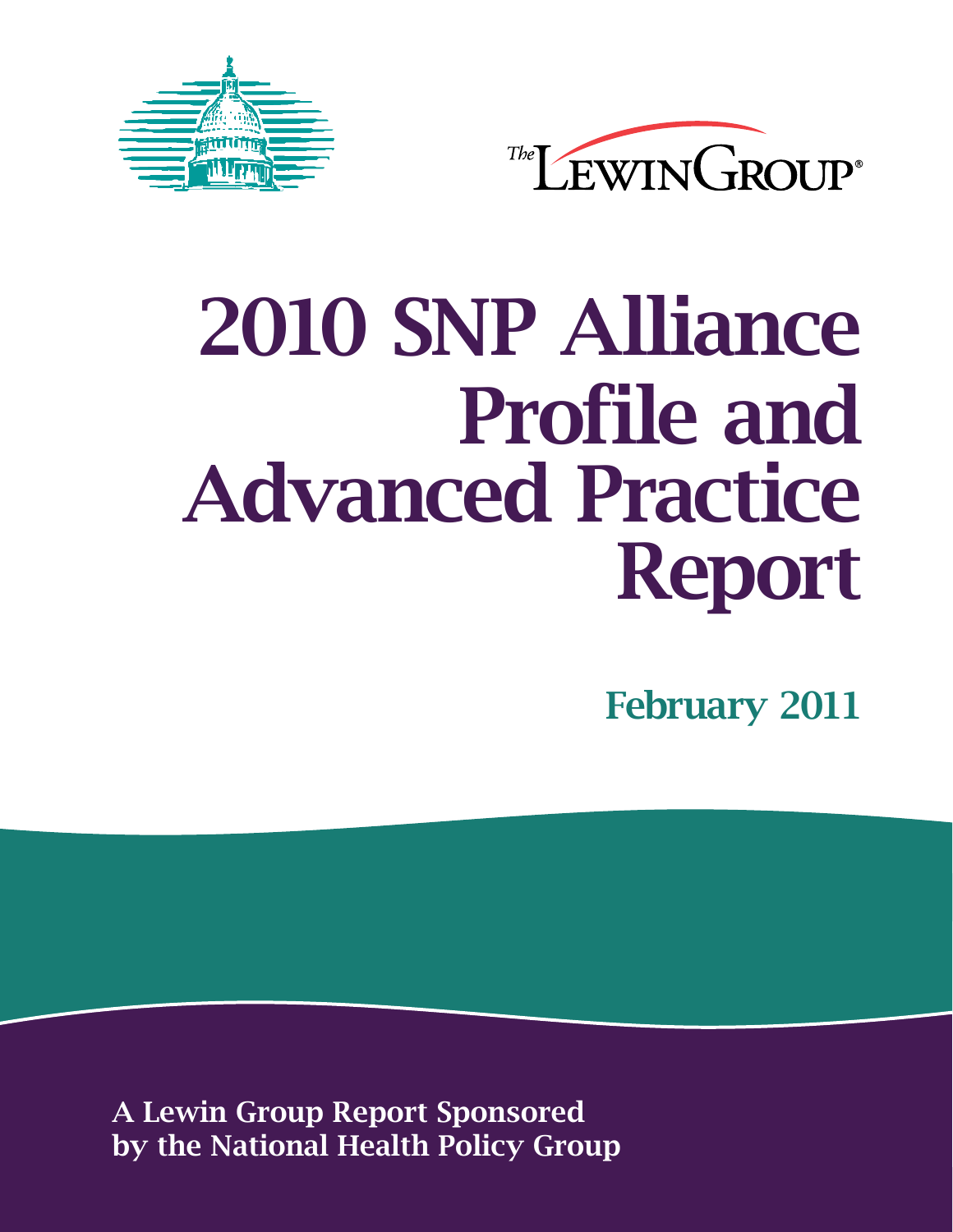The Lewin Group

# 2010 SNP Alliance Profile and Advanced Practice Report

**February 2011**

**A Lewin Group Report Sponsored by the National Health Policy Group**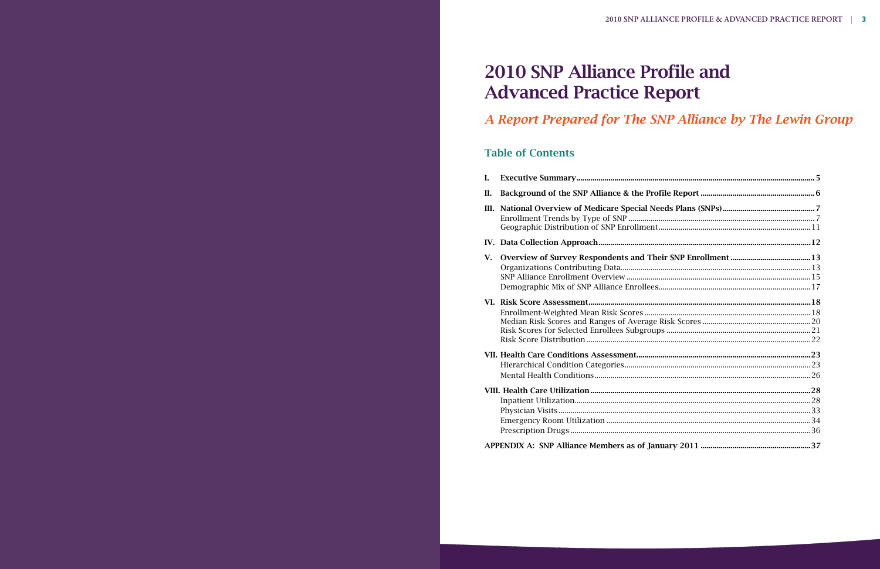# 2010 SNP Alliance Profile and Advanced Practice Report

## *A Report Prepared for The SNP Alliance by The Lewin Group*

### Table of Contents

**I. Executive Summary** ........ 5

**II. Background of the SNP Alliance & the Profile Report** ........ 6

**III. National Overview of Medicare Special Needs Plans (SNPs)** ........ 7
- Enrollment Trends by Type of SNP ........ 7
- Geographic Distribution of SNP Enrollment ........ 11

**IV. Data Collection Approach** ........ 12

**V. Overview of Survey Respondents and Their SNP Enrollment** ........ 13
- Organizations Contributing Data ........ 13
- SNP Alliance Enrollment Overview ........ 15
- Demographic Mix of SNP Alliance Enrollees ........ 17

**VI. Risk Score Assessment** ........ 18
- Enrollment-Weighted Mean Risk Scores ........ 18
- Median Risk Scores and Ranges of Average Risk Scores ........ 20
- Risk Scores for Selected Enrollees Subgroups ........ 21
- Risk Score Distribution ........ 22

**VII. Health Care Conditions Assessment** ........ 23
- Hierarchical Condition Categories ........ 23
- Mental Health Conditions ........ 26

**VIII. Health Care Utilization** ........ 28
- Inpatient Utilization ........ 28
- Physician Visits ........ 33
- Emergency Room Utilization ........ 34
- Prescription Drugs ........ 36

**APPENDIX A: SNP Alliance Members as of January 2011** ........ 37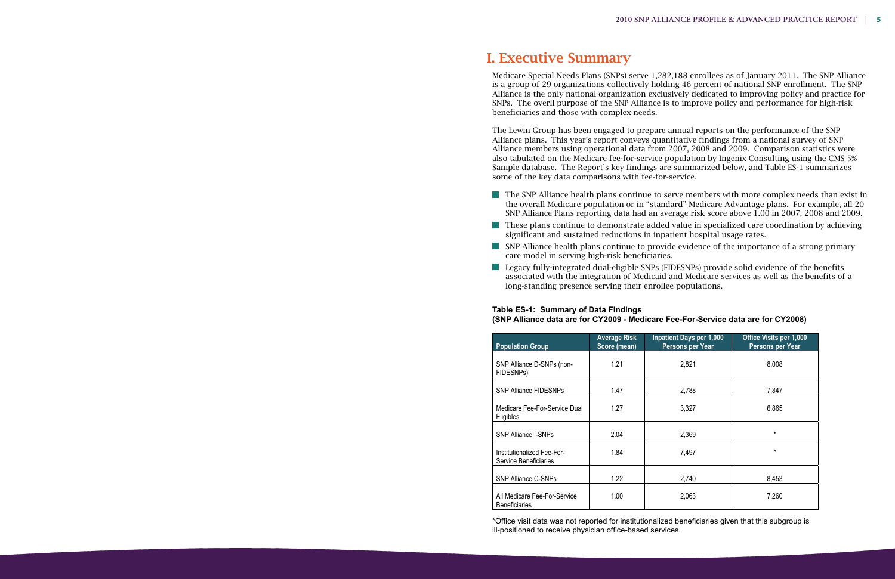# I. Executive Summary

Medicare Special Needs Plans (SNPs) serve 1,282,188 enrollees as of January 2011. The SNP Alliance is a group of 29 organizations collectively holding 46 percent of national SNP enrollment. The SNP Alliance is the only national organization exclusively dedicated to improving policy and practice for SNPs. The overll purpose of the SNP Alliance is to improve policy and performance for high-risk beneficiaries and those with complex needs.

The Lewin Group has been engaged to prepare annual reports on the performance of the SNP Alliance plans. This year's report conveys quantitative findings from a national survey of SNP Alliance members using operational data from 2007, 2008 and 2009. Comparison statistics were also tabulated on the Medicare fee-for-service population by Ingenix Consulting using the CMS 5% Sample database. The Report's key findings are summarized below, and Table ES-1 summarizes some of the key data comparisons with fee-for-service.

- The SNP Alliance health plans continue to serve members with more complex needs than exist in the overall Medicare population or in "standard" Medicare Advantage plans. For example, all 20 SNP Alliance Plans reporting data had an average risk score above 1.00 in 2007, 2008 and 2009.
- These plans continue to demonstrate added value in specialized care coordination by achieving significant and sustained reductions in inpatient hospital usage rates.
- SNP Alliance health plans continue to provide evidence of the importance of a strong primary care model in serving high-risk beneficiaries.
- Legacy fully-integrated dual-eligible SNPs (FIDESNPs) provide solid evidence of the benefits associated with the integration of Medicaid and Medicare services as well as the benefits of a long-standing presence serving their enrollee populations.

**Table ES-1: Summary of Data Findings**
**(SNP Alliance data are for CY2009 - Medicare Fee-For-Service data are for CY2008)**

| Population Group | Average Risk Score (mean) | Inpatient Days per 1,000 Persons per Year | Office Visits per 1,000 Persons per Year |
|---|---|---|---|
| SNP Alliance D-SNPs (non-FIDESNPs) | 1.21 | 2,821 | 8,008 |
| SNP Alliance FIDESNPs | 1.47 | 2,788 | 7,847 |
| Medicare Fee-For-Service Dual Eligibles | 1.27 | 3,327 | 6,865 |
| SNP Alliance I-SNPs | 2.04 | 2,369 | * |
| Institutionalized Fee-For-Service Beneficiaries | 1.84 | 7,497 | * |
| SNP Alliance C-SNPs | 1.22 | 2,740 | 8,453 |
| All Medicare Fee-For-Service Beneficiaries | 1.00 | 2,063 | 7,260 |

*Office visit data was not reported for institutionalized beneficiaries given that this subgroup is ill-positioned to receive physician office-based services.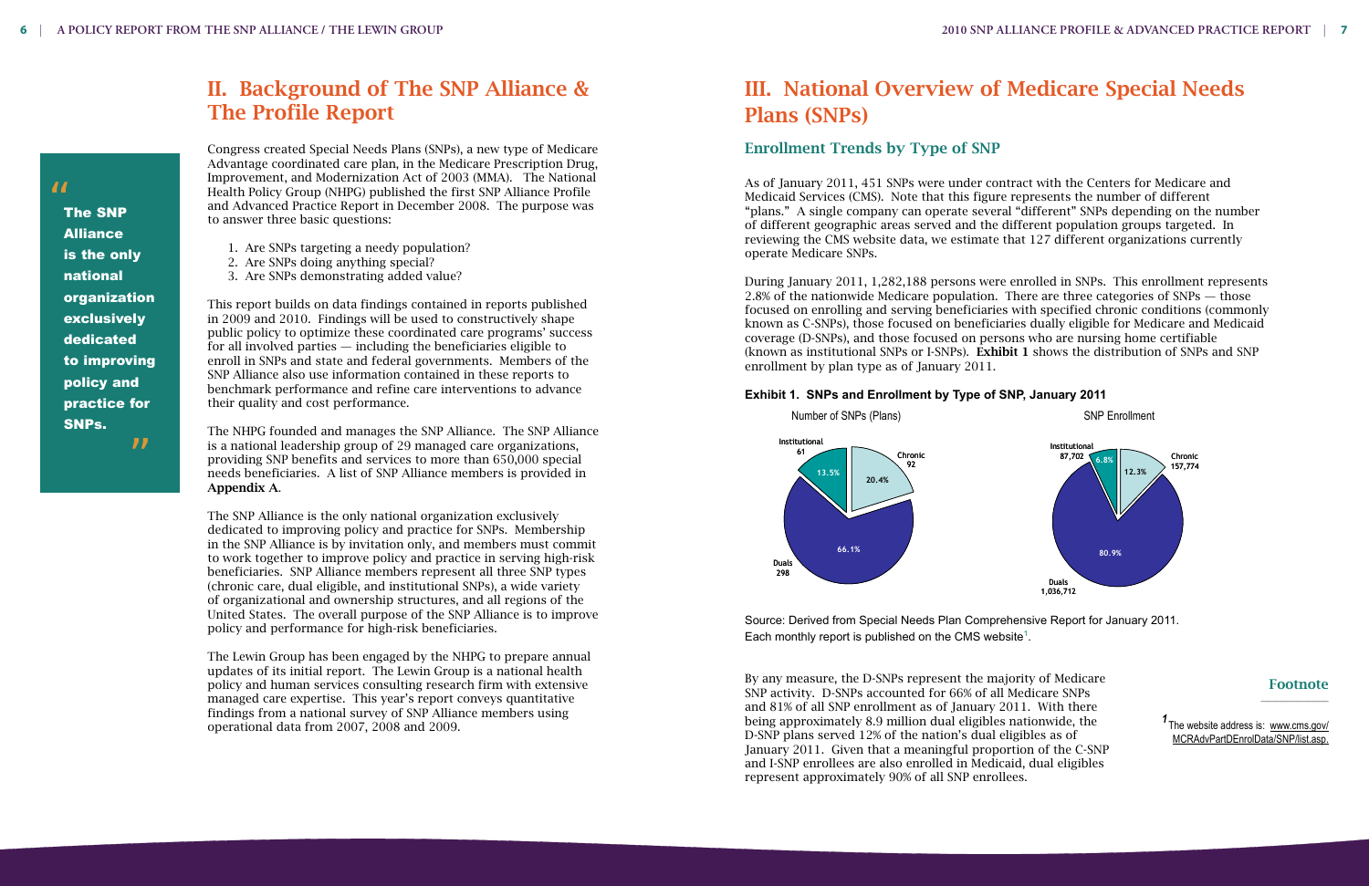## II. Background of The SNP Alliance & The Profile Report

> "The SNP Alliance is the only national organization exclusively dedicated to improving policy and practice for SNPs."

Congress created Special Needs Plans (SNPs), a new type of Medicare Advantage coordinated care plan, in the Medicare Prescription Drug, Improvement, and Modernization Act of 2003 (MMA). The National Health Policy Group (NHPG) published the first SNP Alliance Profile and Advanced Practice Report in December 2008. The purpose was to answer three basic questions:

1. Are SNPs targeting a needy population?
2. Are SNPs doing anything special?
3. Are SNPs demonstrating added value?

This report builds on data findings contained in reports published in 2009 and 2010. Findings will be used to constructively shape public policy to optimize these coordinated care programs' success for all involved parties — including the beneficiaries eligible to enroll in SNPs and state and federal governments. Members of the SNP Alliance also use information contained in these reports to benchmark performance and refine care interventions to advance their quality and cost performance.

The NHPG founded and manages the SNP Alliance. The SNP Alliance is a national leadership group of 29 managed care organizations, providing SNP benefits and services to more than 650,000 special needs beneficiaries. A list of SNP Alliance members is provided in **Appendix A**.

The SNP Alliance is the only national organization exclusively dedicated to improving policy and practice for SNPs. Membership in the SNP Alliance is by invitation only, and members must commit to work together to improve policy and practice in serving high-risk beneficiaries. SNP Alliance members represent all three SNP types (chronic care, dual eligible, and institutional SNPs), a wide variety of organizational and ownership structures, and all regions of the United States. The overall purpose of the SNP Alliance is to improve policy and performance for high-risk beneficiaries.

The Lewin Group has been engaged by the NHPG to prepare annual updates of its initial report. The Lewin Group is a national health policy and human services consulting research firm with extensive managed care expertise. This year's report conveys quantitative findings from a national survey of SNP Alliance members using operational data from 2007, 2008 and 2009.

## III. National Overview of Medicare Special Needs Plans (SNPs)

### Enrollment Trends by Type of SNP

As of January 2011, 451 SNPs were under contract with the Centers for Medicare and Medicaid Services (CMS). Note that this figure represents the number of different "plans." A single company can operate several "different" SNPs depending on the number of different geographic areas served and the different population groups targeted. In reviewing the CMS website data, we estimate that 127 different organizations currently operate Medicare SNPs.

During January 2011, 1,282,188 persons were enrolled in SNPs. This enrollment represents 2.8% of the nationwide Medicare population. There are three categories of SNPs — those focused on enrolling and serving beneficiaries with specified chronic conditions (commonly known as C-SNPs), those focused on beneficiaries dually eligible for Medicare and Medicaid coverage (D-SNPs), and those focused on persons who are nursing home certifiable (known as institutional SNPs or I-SNPs). **Exhibit 1** shows the distribution of SNPs and SNP enrollment by plan type as of January 2011.

**Exhibit 1. SNPs and Enrollment by Type of SNP, January 2011**

| Type of SNP | Number of SNPs (Plans) | % of Plans | SNP Enrollment | % of Enrollment |
|---|---|---|---|---|
| Chronic | 92 | 20.4% | 157,774 | 12.3% |
| Duals | 298 | 66.1% | 1,036,712 | 80.9% |
| Institutional | 61 | 13.5% | 87,702 | 6.8% |

Source: Derived from Special Needs Plan Comprehensive Report for January 2011. Each monthly report is published on the CMS website[1].

By any measure, the D-SNPs represent the majority of Medicare SNP activity. D-SNPs accounted for 66% of all Medicare SNPs and 81% of all SNP enrollment as of January 2011. With there being approximately 8.9 million dual eligibles nationwide, the D-SNP plans served 12% of the nation's dual eligibles as of January 2011. Given that a meaningful proportion of the C-SNP and I-SNP enrollees are also enrolled in Medicaid, dual eligibles represent approximately 90% of all SNP enrollees.

### Footnote

[1] The website address is: www.cms.gov/MCRAdvPartDEnrolData/SNP/list.asp.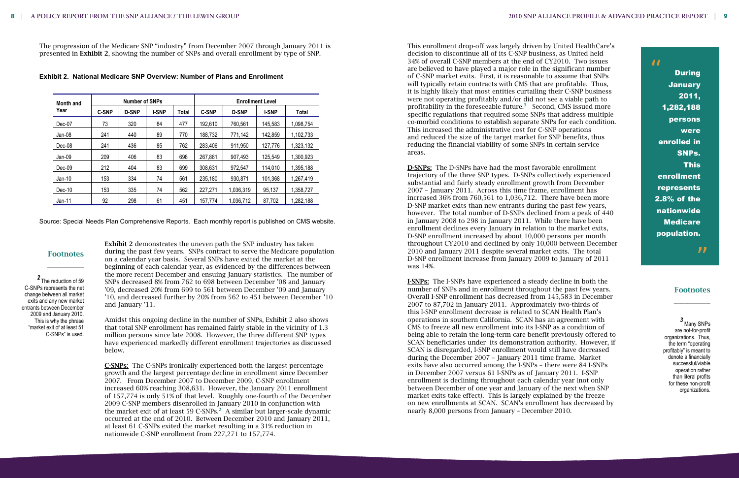The progression of the Medicare SNP "industry" from December 2007 through January 2011 is presented in **Exhibit 2**, showing the number of SNPs and overall enrollment by type of SNP.

**Exhibit 2. National Medicare SNP Overview: Number of Plans and Enrollment**

| Month and Year | Number of SNPs | | | | Enrollment Level | | | |
|---|---|---|---|---|---|---|---|---|
| | C-SNP | D-SNP | I-SNP | Total | C-SNP | D-SNP | I-SNP | Total |
| Dec-07 | 73 | 320 | 84 | 477 | 192,610 | 760,561 | 145,583 | 1,098,754 |
| Jan-08 | 241 | 440 | 89 | 770 | 188,732 | 771,142 | 142,859 | 1,102,733 |
| Dec-08 | 241 | 436 | 85 | 762 | 283,406 | 911,950 | 127,776 | 1,323,132 |
| Jan-09 | 209 | 406 | 83 | 698 | 267,881 | 907,493 | 125,549 | 1,300,923 |
| Dec-09 | 212 | 404 | 83 | 699 | 308,631 | 972,547 | 114,010 | 1,395,188 |
| Jan-10 | 153 | 334 | 74 | 561 | 235,180 | 930,871 | 101,368 | 1,267,419 |
| Dec-10 | 153 | 335 | 74 | 562 | 227,271 | 1,036,319 | 95,137 | 1,358,727 |
| Jan-11 | 92 | 298 | 61 | 451 | 157,774 | 1,036,712 | 87,702 | 1,282,188 |

Source: Special Needs Plan Comprehensive Reports. Each monthly report is published on CMS website.

**Exhibit 2** demonstrates the uneven path the SNP industry has taken during the past few years. SNPs contract to serve the Medicare population on a calendar year basis. Several SNPs have exited the market at the beginning of each calendar year, as evidenced by the differences between the more recent December and ensuing January statistics. The number of SNPs decreased 8% from 762 to 698 between December '08 and January '09, decreased 20% from 699 to 561 between December '09 and January '10, and decreased further by 20% from 562 to 451 between December '10 and January '11.

Amidst this ongoing decline in the number of SNPs, Exhibit 2 also shows that total SNP enrollment has remained fairly stable in the vicinity of 1.3 million persons since late 2008. However, the three different SNP types have experienced markedly different enrollment trajectories as discussed below.

**C-SNPs:** The C-SNPs ironically experienced both the largest percentage growth and the largest percentage decline in enrollment since December 2007. From December 2007 to December 2009, C-SNP enrollment increased 60% reaching 308,631. However, the January 2011 enrollment of 157,774 is only 51% of that level. Roughly one-fourth of the December 2009 C-SNP members disenrolled in January 2010 in conjunction with the market exit of at least 59 C-SNPs.[2] A similar but larger-scale dynamic occurred at the end of 2010. Between December 2010 and January 2011, at least 61 C-SNPs exited the market resulting in a 31% reduction in nationwide C-SNP enrollment from 227,271 to 157,774.

This enrollment drop-off was largely driven by United HealthCare's decision to discontinue all of its C-SNP business, as United held 34% of overall C-SNP members at the end of CY2010. Two issues are believed to have played a major role in the significant number of C-SNP market exits. First, it is reasonable to assume that SNPs will typically retain contracts with CMS that are profitable. Thus, it is highly likely that most entities curtailing their C-SNP business were not operating profitably and/or did not see a viable path to profitability in the foreseeable future.[3] Second, CMS issued more specific regulations that required some SNPs that address multiple co-morbid conditions to establish separate SNPs for each condition. This increased the administrative cost for C-SNP operations and reduced the size of the target market for SNP benefits, thus reducing the financial viability of some SNPs in certain service areas.

**D-SNPs:** The D-SNPs have had the most favorable enrollment trajectory of the three SNP types. D-SNPs collectively experienced substantial and fairly steady enrollment growth from December 2007 – January 2011. Across this time frame, enrollment has increased 36% from 760,561 to 1,036,712. There have been more D-SNP market exits than new entrants during the past few years, however. The total number of D-SNPs declined from a peak of 440 in January 2008 to 298 in January 2011. While there have been enrollment declines every January in relation to the market exits, D-SNP enrollment increased by about 10,000 persons per month throughout CY2010 and declined by only 10,000 between December 2010 and January 2011 despite several market exits. The total D-SNP enrollment increase from January 2009 to January of 2011 was 14%.

**I-SNPs:** The I-SNPs have experienced a steady decline in both the number of SNPs and in enrollment throughout the past few years. Overall I-SNP enrollment has decreased from 145,583 in December 2007 to 87,702 in January 2011. Approximately two-thirds of this I-SNP enrollment decrease is related to SCAN Health Plan's operations in southern California. SCAN has an agreement with CMS to freeze all new enrollment into its I-SNP as a condition of being able to retain the long-term care benefit previously offered to SCAN beneficiaries under its demonstration authority. However, if SCAN is disregarded, I-SNP enrollment would still have decreased during the December 2007 – January 2011 time frame. Market exits have also occurred among the I-SNPs – there were 84 I-SNPs in December 2007 versus 61 I-SNPs as of January 2011. I-SNP enrollment is declining throughout each calendar year (not only between December of one year and January of the next when SNP market exits take effect). This is largely explained by the freeze on new enrollments at SCAN. SCAN's enrollment has decreased by nearly 8,000 persons from January – December 2010.

> "During January 2011, 1,282,188 persons were enrolled in SNPs. This enrollment represents 2.8% of the nationwide Medicare population."

## Footnotes

[2] The reduction of 59 C-SNPs represents the net change between all market exits and any new market entrants between December 2009 and January 2010. This is why the phrase "market exit of at least 51 C-SNPs" is used.

[3] Many SNPs are not-for-profit organizations. Thus, the term "operating profitably" is meant to denote a financially successful/viable operation rather than literal profits for these non-profit organizations.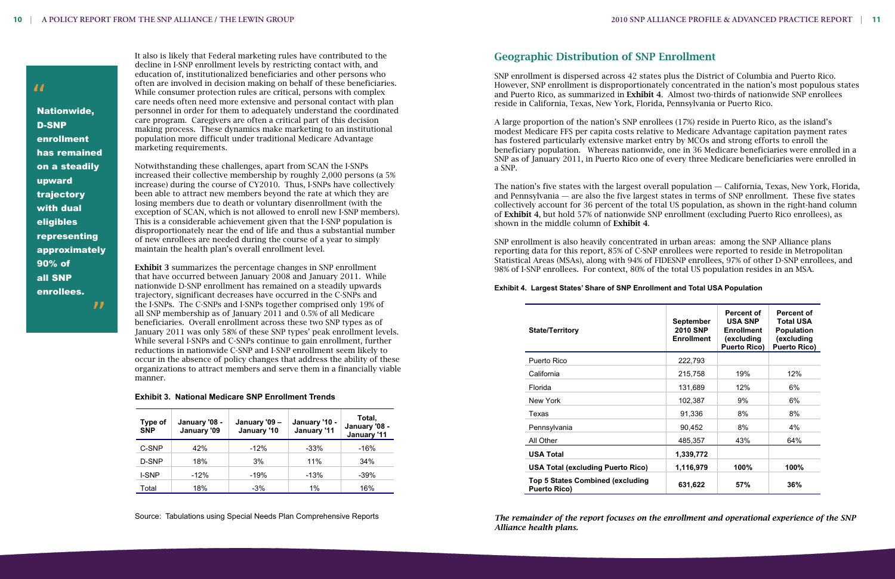> Nationwide, D-SNP enrollment has remained on a steadily upward trajectory with dual eligibles representing approximately 90% of all SNP enrollees.

It also is likely that Federal marketing rules have contributed to the decline in I-SNP enrollment levels by restricting contact with, and education of, institutionalized beneficiaries and other persons who often are involved in decision making on behalf of these beneficiaries. While consumer protection rules are critical, persons with complex care needs often need more extensive and personal contact with plan personnel in order for them to adequately understand the coordinated care program. Caregivers are often a critical part of this decision making process. These dynamics make marketing to an institutional population more difficult under traditional Medicare Advantage marketing requirements.

Notwithstanding these challenges, apart from SCAN the I-SNPs increased their collective membership by roughly 2,000 persons (a 5% increase) during the course of CY2010. Thus, I-SNPs have collectively been able to attract new members beyond the rate at which they are losing members due to death or voluntary disenrollment (with the exception of SCAN, which is not allowed to enroll new I-SNP members). This is a considerable achievement given that the I-SNP population is disproportionately near the end of life and thus a substantial number of new enrollees are needed during the course of a year to simply maintain the health plan's overall enrollment level.

**Exhibit 3** summarizes the percentage changes in SNP enrollment that have occurred between January 2008 and January 2011. While nationwide D-SNP enrollment has remained on a steadily upwards trajectory, significant decreases have occurred in the C-SNPs and the I-SNPs. The C-SNPs and I-SNPs together comprised only 19% of all SNP membership as of January 2011 and 0.5% of all Medicare beneficiaries. Overall enrollment across these two SNP types as of January 2011 was only 58% of these SNP types' peak enrollment levels. While several I-SNPs and C-SNPs continue to gain enrollment, further reductions in nationwide C-SNP and I-SNP enrollment seem likely to occur in the absence of policy changes that address the ability of these organizations to attract members and serve them in a financially viable manner.

**Exhibit 3. National Medicare SNP Enrollment Trends**

| Type of SNP | January '08 - January '09 | January '09 – January '10 | January '10 - January '11 | Total, January '08 - January '11 |
|---|---|---|---|---|
| C-SNP | 42% | -12% | -33% | -16% |
| D-SNP | 18% | 3% | 11% | 34% |
| I-SNP | -12% | -19% | -13% | -39% |
| Total | 18% | -3% | 1% | 16% |

Source: Tabulations using Special Needs Plan Comprehensive Reports

## Geographic Distribution of SNP Enrollment

SNP enrollment is dispersed across 42 states plus the District of Columbia and Puerto Rico. However, SNP enrollment is disproportionately concentrated in the nation's most populous states and Puerto Rico, as summarized in **Exhibit 4**. Almost two-thirds of nationwide SNP enrollees reside in California, Texas, New York, Florida, Pennsylvania or Puerto Rico.

A large proportion of the nation's SNP enrollees (17%) reside in Puerto Rico, as the island's modest Medicare FFS per capita costs relative to Medicare Advantage capitation payment rates has fostered particularly extensive market entry by MCOs and strong efforts to enroll the beneficiary population. Whereas nationwide, one in 36 Medicare beneficiaries were enrolled in a SNP as of January 2011, in Puerto Rico one of every three Medicare beneficiaries were enrolled in a SNP.

The nation's five states with the largest overall population — California, Texas, New York, Florida, and Pennsylvania — are also the five largest states in terms of SNP enrollment. These five states collectively account for 36 percent of the total US population, as shown in the right-hand column of **Exhibit 4**, but hold 57% of nationwide SNP enrollment (excluding Puerto Rico enrollees), as shown in the middle column of **Exhibit 4**.

SNP enrollment is also heavily concentrated in urban areas: among the SNP Alliance plans reporting data for this report, 85% of C-SNP enrollees were reported to reside in Metropolitan Statistical Areas (MSAs), along with 94% of FIDESNP enrollees, 97% of other D-SNP enrollees, and 98% of I-SNP enrollees. For context, 80% of the total US population resides in an MSA.

**Exhibit 4. Largest States' Share of SNP Enrollment and Total USA Population**

| State/Territory | September 2010 SNP Enrollment | Percent of USA SNP Enrollment (excluding Puerto Rico) | Percent of Total USA Population (excluding Puerto Rico) |
|---|---|---|---|
| Puerto Rico | 222,793 | | |
| California | 215,758 | 19% | 12% |
| Florida | 131,689 | 12% | 6% |
| New York | 102,387 | 9% | 6% |
| Texas | 91,336 | 8% | 8% |
| Pennsylvania | 90,452 | 8% | 4% |
| All Other | 485,357 | 43% | 64% |
| **USA Total** | **1,339,772** | | |
| **USA Total (excluding Puerto Rico)** | **1,116,979** | **100%** | **100%** |
| **Top 5 States Combined (excluding Puerto Rico)** | **631,622** | **57%** | **36%** |

***The remainder of the report focuses on the enrollment and operational experience of the SNP Alliance health plans.***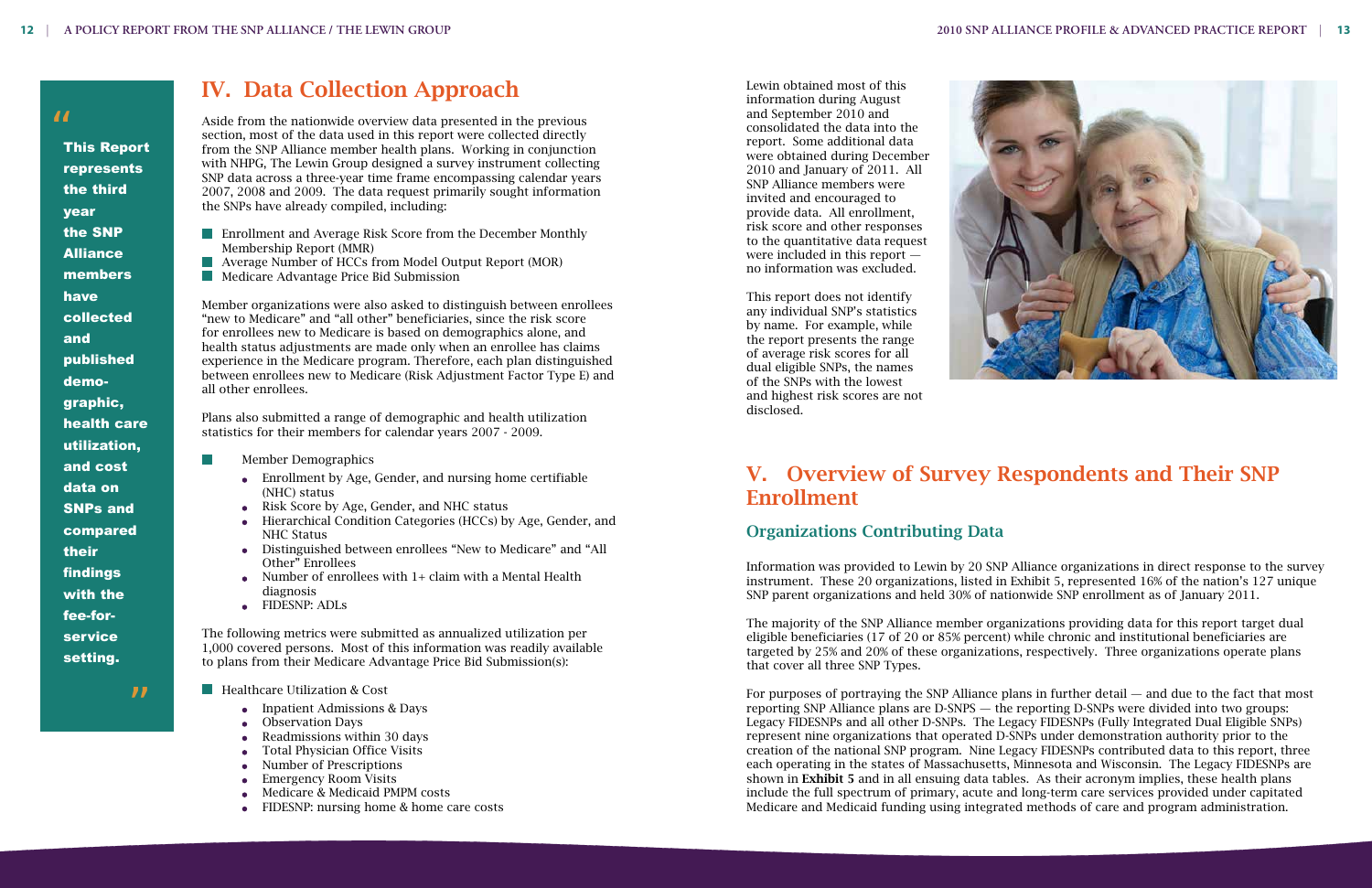> "This Report represents the third year the SNP Alliance members have collected and published demographic, health care utilization, and cost data on SNPs and compared their findings with the fee-for-service setting."

# IV. Data Collection Approach

Aside from the nationwide overview data presented in the previous section, most of the data used in this report were collected directly from the SNP Alliance member health plans. Working in conjunction with NHPG, The Lewin Group designed a survey instrument collecting SNP data across a three-year time frame encompassing calendar years 2007, 2008 and 2009. The data request primarily sought information the SNPs have already compiled, including:

- Enrollment and Average Risk Score from the December Monthly Membership Report (MMR)
- Average Number of HCCs from Model Output Report (MOR)
- Medicare Advantage Price Bid Submission

Member organizations were also asked to distinguish between enrollees "new to Medicare" and "all other" beneficiaries, since the risk score for enrollees new to Medicare is based on demographics alone, and health status adjustments are made only when an enrollee has claims experience in the Medicare program. Therefore, each plan distinguished between enrollees new to Medicare (Risk Adjustment Factor Type E) and all other enrollees.

Plans also submitted a range of demographic and health utilization statistics for their members for calendar years 2007 - 2009.

- Member Demographics
  - Enrollment by Age, Gender, and nursing home certifiable (NHC) status
  - Risk Score by Age, Gender, and NHC status
  - Hierarchical Condition Categories (HCCs) by Age, Gender, and NHC Status
  - Distinguished between enrollees "New to Medicare" and "All Other" Enrollees
  - Number of enrollees with 1+ claim with a Mental Health diagnosis
  - FIDESNP: ADLs

The following metrics were submitted as annualized utilization per 1,000 covered persons. Most of this information was readily available to plans from their Medicare Advantage Price Bid Submission(s):

- Healthcare Utilization & Cost
  - Inpatient Admissions & Days
  - Observation Days
  - Readmissions within 30 days
  - Total Physician Office Visits
  - Number of Prescriptions
  - Emergency Room Visits
  - Medicare & Medicaid PMPM costs
  - FIDESNP: nursing home & home care costs

Lewin obtained most of this information during August and September 2010 and consolidated the data into the report. Some additional data were obtained during December 2010 and January of 2011. All SNP Alliance members were invited and encouraged to provide data. All enrollment, risk score and other responses to the quantitative data request were included in this report — no information was excluded.

This report does not identify any individual SNP's statistics by name. For example, while the report presents the range of average risk scores for all dual eligible SNPs, the names of the SNPs with the lowest and highest risk scores are not disclosed.

# V. Overview of Survey Respondents and Their SNP Enrollment

## Organizations Contributing Data

Information was provided to Lewin by 20 SNP Alliance organizations in direct response to the survey instrument. These 20 organizations, listed in Exhibit 5, represented 16% of the nation's 127 unique SNP parent organizations and held 30% of nationwide SNP enrollment as of January 2011.

The majority of the SNP Alliance member organizations providing data for this report target dual eligible beneficiaries (17 of 20 or 85% percent) while chronic and institutional beneficiaries are targeted by 25% and 20% of these organizations, respectively. Three organizations operate plans that cover all three SNP Types.

For purposes of portraying the SNP Alliance plans in further detail — and due to the fact that most reporting SNP Alliance plans are D-SNPS — the reporting D-SNPs were divided into two groups: Legacy FIDESNPs and all other D-SNPs. The Legacy FIDESNPs (Fully Integrated Dual Eligible SNPs) represent nine organizations that operated D-SNPs under demonstration authority prior to the creation of the national SNP program. Nine Legacy FIDESNPs contributed data to this report, three each operating in the states of Massachusetts, Minnesota and Wisconsin. The Legacy FIDESNPs are shown in **Exhibit 5** and in all ensuing data tables. As their acronym implies, these health plans include the full spectrum of primary, acute and long-term care services provided under capitated Medicare and Medicaid funding using integrated methods of care and program administration.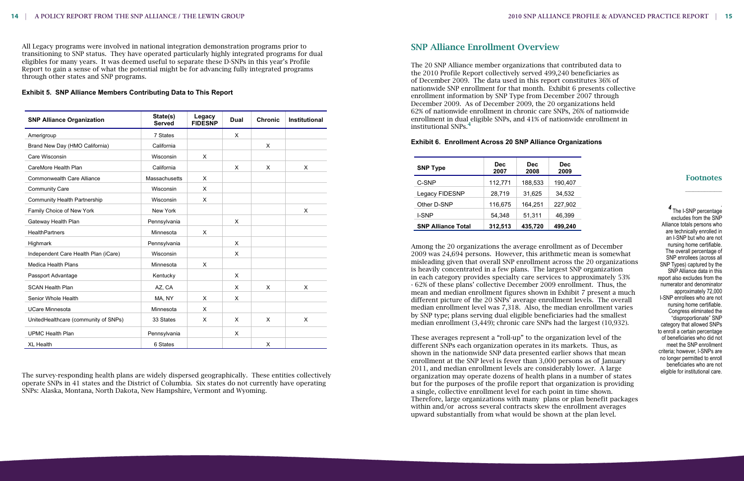All Legacy programs were involved in national integration demonstration programs prior to transitioning to SNP status. They have operated particularly highly integrated programs for dual eligibles for many years. It was deemed useful to separate these D-SNPs in this year's Profile Report to gain a sense of what the potential might be for advancing fully integrated programs through other states and SNP programs.

**Exhibit 5. SNP Alliance Members Contributing Data to This Report**

| SNP Alliance Organization | State(s) Served | Legacy FIDESNP | Dual | Chronic | Institutional |
|---|---|---|---|---|---|
| Amerigroup | 7 States | | X | | |
| Brand New Day (HMO California) | California | | | X | |
| Care Wisconsin | Wisconsin | X | | | |
| CareMore Health Plan | California | | X | X | X |
| Commonwealth Care Alliance | Massachusetts | X | | | |
| Community Care | Wisconsin | X | | | |
| Community Health Partnership | Wisconsin | X | | | |
| Family Choice of New York | New York | | | | X |
| Gateway Health Plan | Pennsylvania | | X | | |
| HealthPartners | Minnesota | X | | | |
| Highmark | Pennsylvania | | X | | |
| Independent Care Health Plan (iCare) | Wisconsin | | X | | |
| Medica Health Plans | Minnesota | X | | | |
| Passport Advantage | Kentucky | | X | | |
| SCAN Health Plan | AZ, CA | | X | X | X |
| Senior Whole Health | MA, NY | X | X | | |
| UCare Minnesota | Minnesota | X | | | |
| UnitedHealthcare (community of SNPs) | 33 States | X | X | X | X |
| UPMC Health Plan | Pennsylvania | | X | | |
| XL Health | 6 States | | | X | |

The survey-responding health plans are widely dispersed geographically. These entities collectively operate SNPs in 41 states and the District of Columbia. Six states do not currently have operating SNPs: Alaska, Montana, North Dakota, New Hampshire, Vermont and Wyoming.

## SNP Alliance Enrollment Overview

The 20 SNP Alliance member organizations that contributed data to the 2010 Profile Report collectively served 499,240 beneficiaries as of December 2009. The data used in this report constitutes 36% of nationwide SNP enrollment for that month. Exhibit 6 presents collective enrollment information by SNP Type from December 2007 through December 2009. As of December 2009, the 20 organizations held 62% of nationwide enrollment in chronic care SNPs, 26% of nationwide enrollment in dual eligible SNPs, and 41% of nationwide enrollment in institutional SNPs.[4]

**Exhibit 6. Enrollment Across 20 SNP Alliance Organizations**

| SNP Type | Dec 2007 | Dec 2008 | Dec 2009 |
|---|---|---|---|
| C-SNP | 112,771 | 188,533 | 190,407 |
| Legacy FIDESNP | 28,719 | 31,625 | 34,532 |
| Other D-SNP | 116,675 | 164,251 | 227,902 |
| I-SNP | 54,348 | 51,311 | 46,399 |
| **SNP Alliance Total** | **312,513** | **435,720** | **499,240** |

Among the 20 organizations the average enrollment as of December 2009 was 24,694 persons. However, this arithmetic mean is somewhat misleading given that overall SNP enrollment across the 20 organizations is heavily concentrated in a few plans. The largest SNP organization in each category provides specialty care services to approximately 53% - 62% of these plans' collective December 2009 enrollment. Thus, the mean and median enrollment figures shown in Exhibit 7 present a much different picture of the 20 SNPs' average enrollment levels. The overall median enrollment level was 7,318. Also, the median enrollment varies by SNP type; plans serving dual eligible beneficiaries had the smallest median enrollment (3,449); chronic care SNPs had the largest (10,932).

These averages represent a "roll-up" to the organization level of the different SNPs each organization operates in its markets. Thus, as shown in the nationwide SNP data presented earlier shows that mean enrollment at the SNP level is fewer than 3,000 persons as of January 2011, and median enrollment levels are considerably lower. A large organization may operate dozens of health plans in a number of states but for the purposes of the profile report that organization is providing a single, collective enrollment level for each point in time shown. Therefore, large organizations with many plans or plan benefit packages within and/or across several contracts skew the enrollment averages upward substantially from what would be shown at the plan level.

### Footnotes

[4] The I-SNP percentage excludes from the SNP Alliance totals persons who are technically enrolled in an I-SNP but who are not nursing home certifiable. The overall percentage of SNP enrollees (across all SNP Types) captured by the SNP Alliance data in this report also excludes from the numerator and denominator approximately 72,000 I-SNP enrollees who are not nursing home certifiable. Congress eliminated the "disproportionate" SNP category that allowed SNPs to enroll a certain percentage of beneficiaries who did not meet the SNP enrollment criteria; however, I-SNPs are no longer permitted to enroll beneficiaries who are not eligible for institutional care.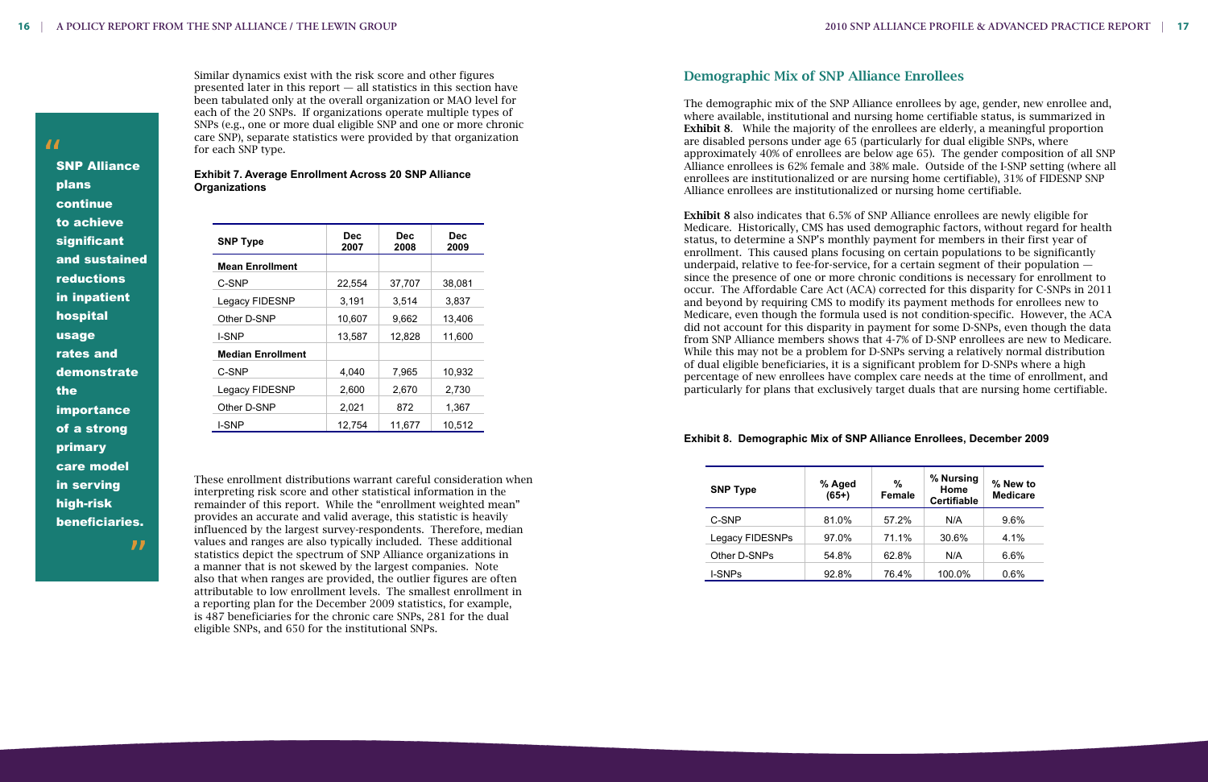> "SNP Alliance plans continue to achieve significant and sustained reductions in inpatient hospital usage rates and demonstrate the importance of a strong primary care model in serving high-risk beneficiaries."

Similar dynamics exist with the risk score and other figures presented later in this report — all statistics in this section have been tabulated only at the overall organization or MAO level for each of the 20 SNPs. If organizations operate multiple types of SNPs (e.g., one or more dual eligible SNP and one or more chronic care SNP), separate statistics were provided by that organization for each SNP type.

**Exhibit 7. Average Enrollment Across 20 SNP Alliance Organizations**

| SNP Type | Dec 2007 | Dec 2008 | Dec 2009 |
|---|---|---|---|
| **Mean Enrollment** | | | |
| C-SNP | 22,554 | 37,707 | 38,081 |
| Legacy FIDESNP | 3,191 | 3,514 | 3,837 |
| Other D-SNP | 10,607 | 9,662 | 13,406 |
| I-SNP | 13,587 | 12,828 | 11,600 |
| **Median Enrollment** | | | |
| C-SNP | 4,040 | 7,965 | 10,932 |
| Legacy FIDESNP | 2,600 | 2,670 | 2,730 |
| Other D-SNP | 2,021 | 872 | 1,367 |
| I-SNP | 12,754 | 11,677 | 10,512 |

These enrollment distributions warrant careful consideration when interpreting risk score and other statistical information in the remainder of this report. While the "enrollment weighted mean" provides an accurate and valid average, this statistic is heavily influenced by the largest survey-respondents. Therefore, median values and ranges are also typically included. These additional statistics depict the spectrum of SNP Alliance organizations in a manner that is not skewed by the largest companies. Note also that when ranges are provided, the outlier figures are often attributable to low enrollment levels. The smallest enrollment in a reporting plan for the December 2009 statistics, for example, is 487 beneficiaries for the chronic care SNPs, 281 for the dual eligible SNPs, and 650 for the institutional SNPs.

## Demographic Mix of SNP Alliance Enrollees

The demographic mix of the SNP Alliance enrollees by age, gender, new enrollee and, where available, institutional and nursing home certifiable status, is summarized in **Exhibit 8**. While the majority of the enrollees are elderly, a meaningful proportion are disabled persons under age 65 (particularly for dual eligible SNPs, where approximately 40% of enrollees are below age 65). The gender composition of all SNP Alliance enrollees is 62% female and 38% male. Outside of the I-SNP setting (where all enrollees are institutionalized or are nursing home certifiable), 31% of FIDESNP SNP Alliance enrollees are institutionalized or nursing home certifiable.

**Exhibit 8** also indicates that 6.5% of SNP Alliance enrollees are newly eligible for Medicare. Historically, CMS has used demographic factors, without regard for health status, to determine a SNP's monthly payment for members in their first year of enrollment. This caused plans focusing on certain populations to be significantly underpaid, relative to fee-for-service, for a certain segment of their population — since the presence of one or more chronic conditions is necessary for enrollment to occur. The Affordable Care Act (ACA) corrected for this disparity for C-SNPs in 2011 and beyond by requiring CMS to modify its payment methods for enrollees new to Medicare, even though the formula used is not condition-specific. However, the ACA did not account for this disparity in payment for some D-SNPs, even though the data from SNP Alliance members shows that 4-7% of D-SNP enrollees are new to Medicare. While this may not be a problem for D-SNPs serving a relatively normal distribution of dual eligible beneficiaries, it is a significant problem for D-SNPs where a high percentage of new enrollees have complex care needs at the time of enrollment, and particularly for plans that exclusively target duals that are nursing home certifiable.

**Exhibit 8. Demographic Mix of SNP Alliance Enrollees, December 2009**

| SNP Type | % Aged (65+) | % Female | % Nursing Home Certifiable | % New to Medicare |
|---|---|---|---|---|
| C-SNP | 81.0% | 57.2% | N/A | 9.6% |
| Legacy FIDESNPs | 97.0% | 71.1% | 30.6% | 4.1% |
| Other D-SNPs | 54.8% | 62.8% | N/A | 6.6% |
| I-SNPs | 92.8% | 76.4% | 100.0% | 0.6% |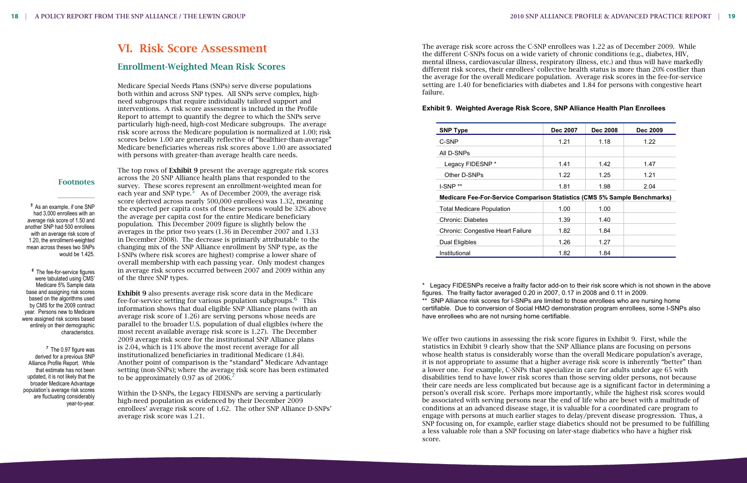# VI. Risk Score Assessment

## Enrollment-Weighted Mean Risk Scores

Medicare Special Needs Plans (SNPs) serve diverse populations both within and across SNP types. All SNPs serve complex, high-need subgroups that require individually tailored support and interventions. A risk score assessment is included in the Profile Report to attempt to quantify the degree to which the SNPs serve particularly high-need, high-cost Medicare subgroups. The average risk score across the Medicare population is normalized at 1.00; risk scores below 1.00 are generally reflective of "healthier-than-average" Medicare beneficiaries whereas risk scores above 1.00 are associated with persons with greater-than average health care needs.

The top rows of **Exhibit 9** present the average aggregate risk scores across the 20 SNP Alliance health plans that responded to the survey. These scores represent an enrollment-weighted mean for each year and SNP type.[5] As of December 2009, the average risk score (derived across nearly 500,000 enrollees) was 1.32, meaning the expected per capita costs of these persons would be 32% above the average per capita cost for the entire Medicare beneficiary population. This December 2009 figure is slightly below the averages in the prior two years (1.36 in December 2007 and 1.33 in December 2008). The decrease is primarily attributable to the changing mix of the SNP Alliance enrollment by SNP type, as the I-SNPs (where risk scores are highest) comprise a lower share of overall membership with each passing year. Only modest changes in average risk scores occurred between 2007 and 2009 within any of the three SNP types.

**Exhibit 9** also presents average risk score data in the Medicare fee-for-service setting for various population subgroups.[6] This information shows that dual eligible SNP Alliance plans (with an average risk score of 1.26) are serving persons whose needs are parallel to the broader U.S. population of dual eligibles (where the most recent available average risk score is 1.27). The December 2009 average risk score for the institutional SNP Alliance plans is 2.04, which is 11% above the most recent average for all institutionalized beneficiaries in traditional Medicare (1.84). Another point of comparison is the "standard" Medicare Advantage setting (non-SNPs); where the average risk score has been estimated to be approximately 0.97 as of 2006.[7]

Within the D-SNPs, the Legacy FIDESNPs are serving a particularly high-need population as evidenced by their December 2009 enrollees' average risk score of 1.62. The other SNP Alliance D-SNPs' average risk score was 1.21.

### Footnotes

[5] As an example, if one SNP had 3,000 enrollees with an average risk score of 1.50 and another SNP had 500 enrollees with an average risk score of 1.20, the enrollment-weighted mean across theses two SNPs would be 1.425.

[6] The fee-for-service figures were tabulated using CMS' Medicare 5% Sample data base and assigning risk scores based on the algorithms used by CMS for the 2009 contract year. Persons new to Medicare were assigned risk scores based entirely on their demographic characteristics.

[7] The 0.97 figure was derived for a previous SNP Alliance Profile Report. While that estimate has not been updated, it is not likely that the broader Medicare Advantage population's average risk scores are fluctuating considerably year-to-year.

The average risk score across the C-SNP enrollees was 1.22 as of December 2009. While the different C-SNPs focus on a wide variety of chronic conditions (e.g., diabetes, HIV, mental illness, cardiovascular illness, respiratory illness, etc.) and thus will have markedly different risk scores, their enrollees' collective health status is more than 20% costlier than the average for the overall Medicare population. Average risk scores in the fee-for-service setting are 1.40 for beneficiaries with diabetes and 1.84 for persons with congestive heart failure.

**Exhibit 9. Weighted Average Risk Score, SNP Alliance Health Plan Enrollees**

| SNP Type | Dec 2007 | Dec 2008 | Dec 2009 |
|---|---|---|---|
| C-SNP | 1.21 | 1.18 | 1.22 |
| All D-SNPs | | | |
| Legacy FIDESNP * | 1.41 | 1.42 | 1.47 |
| Other D-SNPs | 1.22 | 1.25 | 1.21 |
| I-SNP ** | 1.81 | 1.98 | 2.04 |
| **Medicare Fee-For-Service Comparison Statistics (CMS 5% Sample Benchmarks)** | | | |
| Total Medicare Population | 1.00 | 1.00 | |
| Chronic: Diabetes | 1.39 | 1.40 | |
| Chronic: Congestive Heart Failure | 1.82 | 1.84 | |
| Dual Eligibles | 1.26 | 1.27 | |
| Institutional | 1.82 | 1.84 | |

\* Legacy FIDESNPs receive a frailty factor add-on to their risk score which is not shown in the above figures. The frailty factor averaged 0.20 in 2007, 0.17 in 2008 and 0.11 in 2009.
** SNP Alliance risk scores for I-SNPs are limited to those enrollees who are nursing home certifiable. Due to conversion of Social HMO demonstration program enrollees, some I-SNPs also have enrollees who are not nursing home certifiable.

We offer two cautions in assessing the risk score figures in Exhibit 9. First, while the statistics in Exhibit 9 clearly show that the SNP Alliance plans are focusing on persons whose health status is considerably worse than the overall Medicare population's average, it is not appropriate to assume that a higher average risk score is inherently "better" than a lower one. For example, C-SNPs that specialize in care for adults under age 65 with disabilities tend to have lower risk scores than those serving older persons, not because their care needs are less complicated but because age is a significant factor in determining a person's overall risk score. Perhaps more importantly, while the highest risk scores would be associated with serving persons near the end of life who are beset with a multitude of conditions at an advanced disease stage, it is valuable for a coordinated care program to engage with persons at much earlier stages to delay/prevent disease progression. Thus, a SNP focusing on, for example, earlier stage diabetics should not be presumed to be fulfilling a less valuable role than a SNP focusing on later-stage diabetics who have a higher risk score.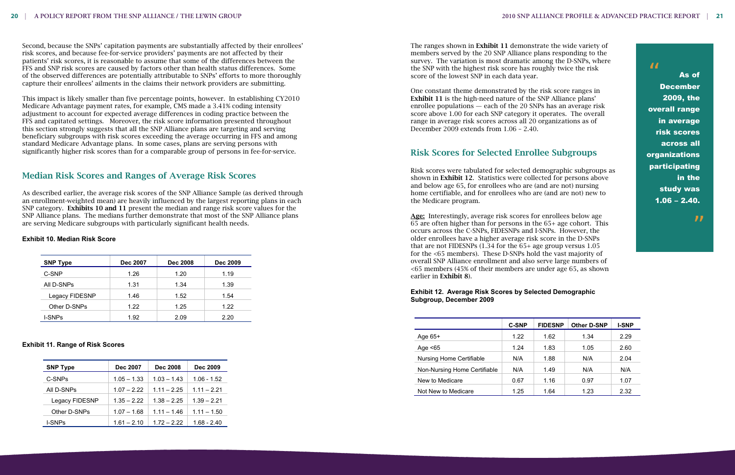Second, because the SNPs' capitation payments are substantially affected by their enrollees' risk scores, and because fee-for-service providers' payments are not affected by their patients' risk scores, it is reasonable to assume that some of the differences between the FFS and SNP risk scores are caused by factors other than health status differences. Some of the observed differences are potentially attributable to SNPs' efforts to more thoroughly capture their enrollees' ailments in the claims their network providers are submitting.

This impact is likely smaller than five percentage points, however. In establishing CY2010 Medicare Advantage payment rates, for example, CMS made a 3.41% coding intensity adjustment to account for expected average differences in coding practice between the FFS and capitated settings. Moreover, the risk score information presented throughout this section strongly suggests that all the SNP Alliance plans are targeting and serving beneficiary subgroups with risk scores exceeding the average occurring in FFS and among standard Medicare Advantage plans. In some cases, plans are serving persons with significantly higher risk scores than for a comparable group of persons in fee-for-service.

## Median Risk Scores and Ranges of Average Risk Scores

As described earlier, the average risk scores of the SNP Alliance Sample (as derived through an enrollment-weighted mean) are heavily influenced by the largest reporting plans in each SNP category. **Exhibits 10 and 11** present the median and range risk score values for the SNP Alliance plans. The medians further demonstrate that most of the SNP Alliance plans are serving Medicare subgroups with particularly significant health needs.

**Exhibit 10. Median Risk Score**

| SNP Type | Dec 2007 | Dec 2008 | Dec 2009 |
|---|---|---|---|
| C-SNP | 1.26 | 1.20 | 1.19 |
| All D-SNPs | 1.31 | 1.34 | 1.39 |
| Legacy FIDESNP | 1.46 | 1.52 | 1.54 |
| Other D-SNPs | 1.22 | 1.25 | 1.22 |
| I-SNPs | 1.92 | 2.09 | 2.20 |

**Exhibit 11. Range of Risk Scores**

| SNP Type | Dec 2007 | Dec 2008 | Dec 2009 |
|---|---|---|---|
| C-SNPs | 1.05 – 1.33 | 1.03 – 1.43 | 1.06 - 1.52 |
| All D-SNPs | 1.07 – 2.22 | 1.11 – 2.25 | 1.11 – 2.21 |
| Legacy FIDESNP | 1.35 – 2.22 | 1.38 – 2.25 | 1.39 – 2.21 |
| Other D-SNPs | 1.07 – 1.68 | 1.11 – 1.46 | 1.11 – 1.50 |
| I-SNPs | 1.61 – 2.10 | 1.72 – 2.22 | 1.68 - 2.40 |

The ranges shown in **Exhibit 11** demonstrate the wide variety of members served by the 20 SNP Alliance plans responding to the survey. The variation is most dramatic among the D-SNPs, where the SNP with the highest risk score has roughly twice the risk score of the lowest SNP in each data year.

One constant theme demonstrated by the risk score ranges in **Exhibit 11** is the high-need nature of the SNP Alliance plans' enrollee populations — each of the 20 SNPs has an average risk score above 1.00 for each SNP category it operates. The overall range in average risk scores across all 20 organizations as of December 2009 extends from 1.06 – 2.40.

> "As of December 2009, the overall range in average risk scores across all organizations participating in the study was 1.06 – 2.40."

## Risk Scores for Selected Enrollee Subgroups

Risk scores were tabulated for selected demographic subgroups as shown in **Exhibit 12**. Statistics were collected for persons above and below age 65, for enrollees who are (and are not) nursing home certifiable, and for enrollees who are (and are not) new to the Medicare program.

**Age:** Interestingly, average risk scores for enrollees below age 65 are often higher than for persons in the 65+ age cohort. This occurs across the C-SNPs, FIDESNPs and I-SNPs. However, the older enrollees have a higher average risk score in the D-SNPs that are not FIDESNPs (1.34 for the 65+ age group versus 1.05 for the <65 members). These D-SNPs hold the vast majority of overall SNP Alliance enrollment and also serve large numbers of <65 members (45% of their members are under age 65, as shown earlier in **Exhibit 8**).

**Exhibit 12. Average Risk Scores by Selected Demographic Subgroup, December 2009**

| | C-SNP | FIDESNP | Other D-SNP | I-SNP |
|---|---|---|---|---|
| Age 65+ | 1.22 | 1.62 | 1.34 | 2.29 |
| Age <65 | 1.24 | 1.83 | 1.05 | 2.60 |
| Nursing Home Certifiable | N/A | 1.88 | N/A | 2.04 |
| Non-Nursing Home Certifiable | N/A | 1.49 | N/A | N/A |
| New to Medicare | 0.67 | 1.16 | 0.97 | 1.07 |
| Not New to Medicare | 1.25 | 1.64 | 1.23 | 2.32 |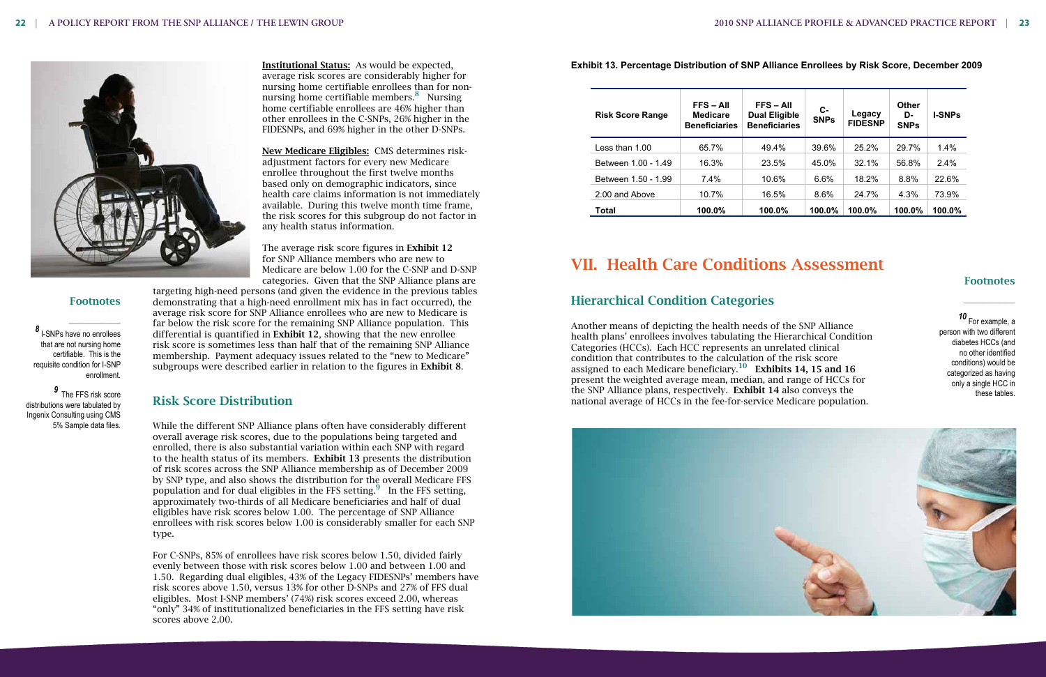**Institutional Status:** As would be expected, average risk scores are considerably higher for nursing home certifiable enrollees than for non-nursing home certifiable members.[8] Nursing home certifiable enrollees are 46% higher than other enrollees in the C-SNPs, 26% higher in the FIDESNPs, and 69% higher in the other D-SNPs.

**New Medicare Eligibles:** CMS determines risk-adjustment factors for every new Medicare enrollee throughout the first twelve months based only on demographic indicators, since health care claims information is not immediately available. During this twelve month time frame, the risk scores for this subgroup do not factor in any health status information.

The average risk score figures in **Exhibit 12** for SNP Alliance members who are new to Medicare are below 1.00 for the C-SNP and D-SNP categories. Given that the SNP Alliance plans are targeting high-need persons (and given the evidence in the previous tables demonstrating that a high-need enrollment mix has in fact occurred), the average risk score for SNP Alliance enrollees who are new to Medicare is far below the risk score for the remaining SNP Alliance population. This differential is quantified in **Exhibit 12**, showing that the new enrollee risk score is sometimes less than half that of the remaining SNP Alliance membership. Payment adequacy issues related to the "new to Medicare" subgroups were described earlier in relation to the figures in **Exhibit 8**.

## Risk Score Distribution

While the different SNP Alliance plans often have considerably different overall average risk scores, due to the populations being targeted and enrolled, there is also substantial variation within each SNP with regard to the health status of its members. **Exhibit 13** presents the distribution of risk scores across the SNP Alliance membership as of December 2009 by SNP type, and also shows the distribution for the overall Medicare FFS population and for dual eligibles in the FFS setting.[9] In the FFS setting, approximately two-thirds of all Medicare beneficiaries and half of dual eligibles have risk scores below 1.00. The percentage of SNP Alliance enrollees with risk scores below 1.00 is considerably smaller for each SNP type.

For C-SNPs, 85% of enrollees have risk scores below 1.50, divided fairly evenly between those with risk scores below 1.00 and between 1.00 and 1.50. Regarding dual eligibles, 43% of the Legacy FIDESNPs' members have risk scores above 1.50, versus 13% for other D-SNPs and 27% of FFS dual eligibles. Most I-SNP members' (74%) risk scores exceed 2.00, whereas "only" 34% of institutionalized beneficiaries in the FFS setting have risk scores above 2.00.

### Footnotes

[8] I-SNPs have no enrollees that are not nursing home certifiable. This is the requisite condition for I-SNP enrollment.

[9] The FFS risk score distributions were tabulated by Ingenix Consulting using CMS 5% Sample data files.

**Exhibit 13. Percentage Distribution of SNP Alliance Enrollees by Risk Score, December 2009**

| Risk Score Range | FFS – All Medicare Beneficiaries | FFS – All Dual Eligible Beneficiaries | C-SNPs | Legacy FIDESNP | Other D-SNPs | I-SNPs |
|---|---|---|---|---|---|---|
| Less than 1.00 | 65.7% | 49.4% | 39.6% | 25.2% | 29.7% | 1.4% |
| Between 1.00 - 1.49 | 16.3% | 23.5% | 45.0% | 32.1% | 56.8% | 2.4% |
| Between 1.50 - 1.99 | 7.4% | 10.6% | 6.6% | 18.2% | 8.8% | 22.6% |
| 2.00 and Above | 10.7% | 16.5% | 8.6% | 24.7% | 4.3% | 73.9% |
| **Total** | **100.0%** | **100.0%** | **100.0%** | **100.0%** | **100.0%** | **100.0%** |

# VII. Health Care Conditions Assessment

## Hierarchical Condition Categories

Another means of depicting the health needs of the SNP Alliance health plans' enrollees involves tabulating the Hierarchical Condition Categories (HCCs). Each HCC represents an unrelated clinical condition that contributes to the calculation of the risk score assigned to each Medicare beneficiary.[10] **Exhibits 14, 15 and 16** present the weighted average mean, median, and range of HCCs for the SNP Alliance plans, respectively. **Exhibit 14** also conveys the national average of HCCs in the fee-for-service Medicare population.

### Footnotes

[10] For example, a person with two different diabetes HCCs (and no other identified conditions) would be categorized as having only a single HCC in these tables.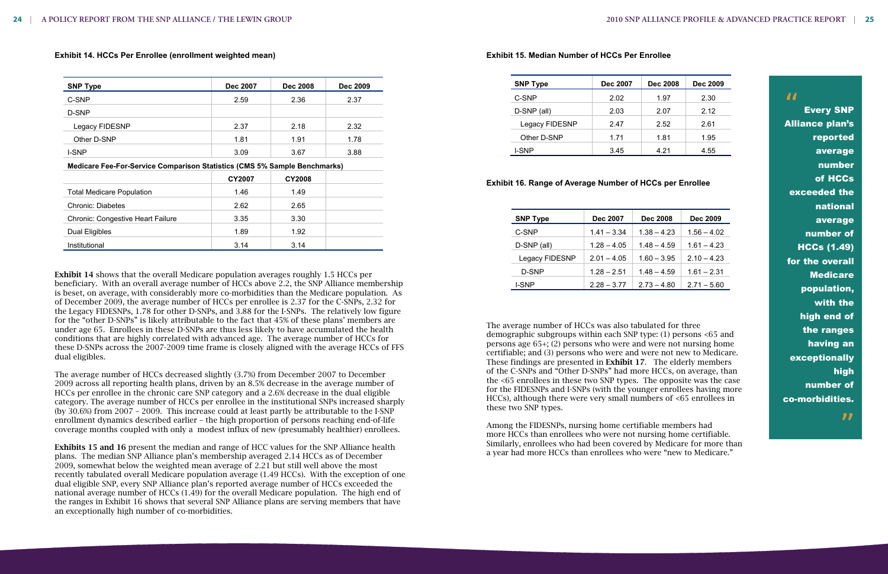**Exhibit 14. HCCs Per Enrollee (enrollment weighted mean)**

| SNP Type | Dec 2007 | Dec 2008 | Dec 2009 |
|---|---|---|---|
| C-SNP | 2.59 | 2.36 | 2.37 |
| D-SNP | | | |
| Legacy FIDESNP | 2.37 | 2.18 | 2.32 |
| Other D-SNP | 1.81 | 1.91 | 1.78 |
| I-SNP | 3.09 | 3.67 | 3.88 |
| **Medicare Fee-For-Service Comparison Statistics (CMS 5% Sample Benchmarks)** | | | |
| | **CY2007** | **CY2008** | |
| Total Medicare Population | 1.46 | 1.49 | |
| Chronic: Diabetes | 2.62 | 2.65 | |
| Chronic: Congestive Heart Failure | 3.35 | 3.30 | |
| Dual Eligibles | 1.89 | 1.92 | |
| Institutional | 3.14 | 3.14 | |

**Exhibit 14** shows that the overall Medicare population averages roughly 1.5 HCCs per beneficiary. With an overall average number of HCCs above 2.2, the SNP Alliance membership is beset, on average, with considerably more co-morbidities than the Medicare population. As of December 2009, the average number of HCCs per enrollee is 2.37 for the C-SNPs, 2.32 for the Legacy FIDESNPs, 1.78 for other D-SNPs, and 3.88 for the I-SNPs. The relatively low figure for the "other D-SNPs" is likely attributable to the fact that 45% of these plans' members are under age 65. Enrollees in these D-SNPs are thus less likely to have accumulated the health conditions that are highly correlated with advanced age. The average number of HCCs for these D-SNPs across the 2007-2009 time frame is closely aligned with the average HCCs of FFS dual eligibles.

The average number of HCCs decreased slightly (3.7%) from December 2007 to December 2009 across all reporting health plans, driven by an 8.5% decrease in the average number of HCCs per enrollee in the chronic care SNP category and a 2.6% decrease in the dual eligible category. The average number of HCCs per enrollee in the institutional SNPs increased sharply (by 30.6%) from 2007 – 2009. This increase could at least partly be attributable to the I-SNP enrollment dynamics described earlier – the high proportion of persons reaching end-of-life coverage months coupled with only a modest influx of new (presumably healthier) enrollees.

**Exhibits 15 and 16** present the median and range of HCC values for the SNP Alliance health plans. The median SNP Alliance plan's membership averaged 2.14 HCCs as of December 2009, somewhat below the weighted mean average of 2.21 but still well above the most recently tabulated overall Medicare population average (1.49 HCCs). With the exception of one dual eligible SNP, every SNP Alliance plan's reported average number of HCCs exceeded the national average number of HCCs (1.49) for the overall Medicare population. The high end of the ranges in Exhibit 16 shows that several SNP Alliance plans are serving members that have an exceptionally high number of co-morbidities.

**Exhibit 15. Median Number of HCCs Per Enrollee**

| SNP Type | Dec 2007 | Dec 2008 | Dec 2009 |
|---|---|---|---|
| C-SNP | 2.02 | 1.97 | 2.30 |
| D-SNP (all) | 2.03 | 2.07 | 2.12 |
| Legacy FIDESNP | 2.47 | 2.52 | 2.61 |
| Other D-SNP | 1.71 | 1.81 | 1.95 |
| I-SNP | 3.45 | 4.21 | 4.55 |

**Exhibit 16. Range of Average Number of HCCs per Enrollee**

| SNP Type | Dec 2007 | Dec 2008 | Dec 2009 |
|---|---|---|---|
| C-SNP | 1.41 – 3.34 | 1.38 – 4.23 | 1.56 – 4.02 |
| D-SNP (all) | 1.28 – 4.05 | 1.48 – 4.59 | 1.61 – 4.23 |
| Legacy FIDESNP | 2.01 – 4.05 | 1.60 – 3.95 | 2.10 – 4.23 |
| D-SNP | 1.28 – 2.51 | 1.48 – 4.59 | 1.61 – 2.31 |
| I-SNP | 2.28 – 3.77 | 2.73 – 4.80 | 2.71 – 5.60 |

The average number of HCCs was also tabulated for three demographic subgroups within each SNP type: (1) persons <65 and persons age 65+; (2) persons who were and were not nursing home certifiable; and (3) persons who were and were not new to Medicare. These findings are presented in **Exhibit 17**. The elderly members of the C-SNPs and "Other D-SNPs" had more HCCs, on average, than the <65 enrollees in these two SNP types. The opposite was the case for the FIDESNPs and I-SNPs (with the younger enrollees having more HCCs), although there were very small numbers of <65 enrollees in these two SNP types.

Among the FIDESNPs, nursing home certifiable members had more HCCs than enrollees who were not nursing home certifiable. Similarly, enrollees who had been covered by Medicare for more than a year had more HCCs than enrollees who were "new to Medicare."

> "Every SNP Alliance plan's reported average number of HCCs exceeded the national average number of HCCs (1.49) for the overall Medicare population, with the high end of the ranges having an exceptionally high number of co-morbidities."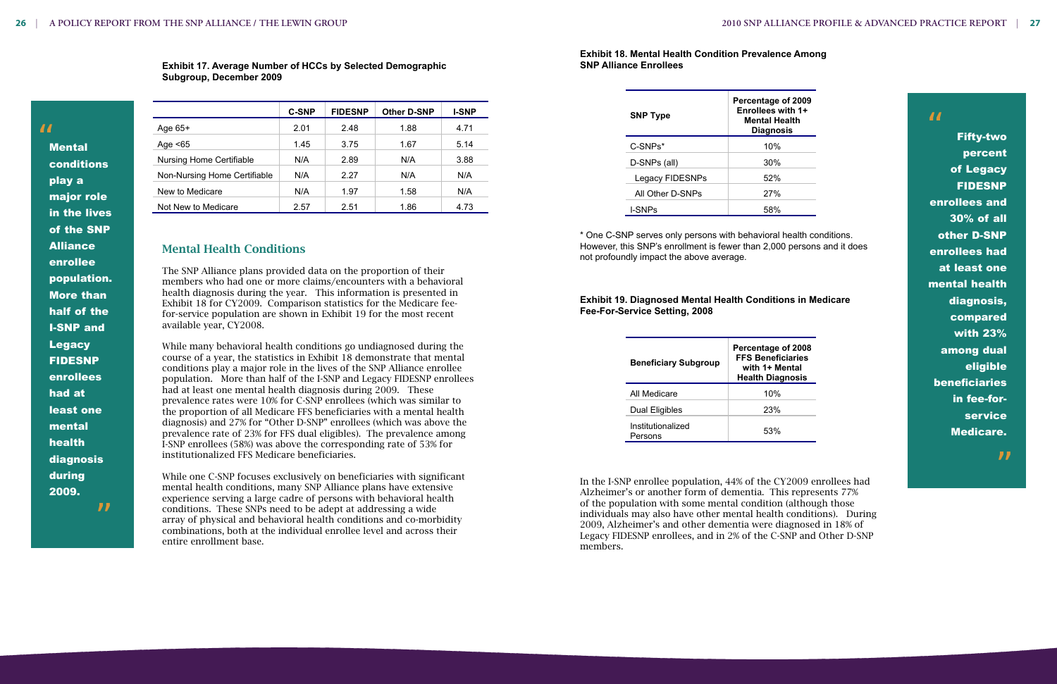**Exhibit 17. Average Number of HCCs by Selected Demographic Subgroup, December 2009**

| | C-SNP | FIDESNP | Other D-SNP | I-SNP |
|---|---|---|---|---|
| Age 65+ | 2.01 | 2.48 | 1.88 | 4.71 |
| Age <65 | 1.45 | 3.75 | 1.67 | 5.14 |
| Nursing Home Certifiable | N/A | 2.89 | N/A | 3.88 |
| Non-Nursing Home Certifiable | N/A | 2.27 | N/A | N/A |
| New to Medicare | N/A | 1.97 | 1.58 | N/A |
| Not New to Medicare | 2.57 | 2.51 | 1.86 | 4.73 |

> "Mental conditions play a major role in the lives of the SNP Alliance enrollee population. More than half of the I-SNP and Legacy FIDESNP enrollees had at least one mental health diagnosis during 2009."

## Mental Health Conditions

The SNP Alliance plans provided data on the proportion of their members who had one or more claims/encounters with a behavioral health diagnosis during the year. This information is presented in Exhibit 18 for CY2009. Comparison statistics for the Medicare fee-for-service population are shown in Exhibit 19 for the most recent available year, CY2008.

While many behavioral health conditions go undiagnosed during the course of a year, the statistics in Exhibit 18 demonstrate that mental conditions play a major role in the lives of the SNP Alliance enrollee population. More than half of the I-SNP and Legacy FIDESNP enrollees had at least one mental health diagnosis during 2009. These prevalence rates were 10% for C-SNP enrollees (which was similar to the proportion of all Medicare FFS beneficiaries with a mental health diagnosis) and 27% for "Other D-SNP" enrollees (which was above the prevalence rate of 23% for FFS dual eligibles). The prevalence among I-SNP enrollees (58%) was above the corresponding rate of 53% for institutionalized FFS Medicare beneficiaries.

While one C-SNP focuses exclusively on beneficiaries with significant mental health conditions, many SNP Alliance plans have extensive experience serving a large cadre of persons with behavioral health conditions. These SNPs need to be adept at addressing a wide array of physical and behavioral health conditions and co-morbidity combinations, both at the individual enrollee level and across their entire enrollment base.

**Exhibit 18. Mental Health Condition Prevalence Among SNP Alliance Enrollees**

| SNP Type | Percentage of 2009 Enrollees with 1+ Mental Health Diagnosis |
|---|---|
| C-SNPs* | 10% |
| D-SNPs (all) | 30% |
| Legacy FIDESNPs | 52% |
| All Other D-SNPs | 27% |
| I-SNPs | 58% |

\* One C-SNP serves only persons with behavioral health conditions. However, this SNP's enrollment is fewer than 2,000 persons and it does not profoundly impact the above average.

**Exhibit 19. Diagnosed Mental Health Conditions in Medicare Fee-For-Service Setting, 2008**

| Beneficiary Subgroup | Percentage of 2008 FFS Beneficiaries with 1+ Mental Health Diagnosis |
|---|---|
| All Medicare | 10% |
| Dual Eligibles | 23% |
| Institutionalized Persons | 53% |

In the I-SNP enrollee population, 44% of the CY2009 enrollees had Alzheimer's or another form of dementia. This represents 77% of the population with some mental condition (although those individuals may also have other mental health conditions). During 2009, Alzheimer's and other dementia were diagnosed in 18% of Legacy FIDESNP enrollees, and in 2% of the C-SNP and Other D-SNP members.

> "Fifty-two percent of Legacy FIDESNP enrollees and 30% of all other D-SNP enrollees had at least one mental health diagnosis, compared with 23% among dual eligible beneficiaries in fee-for-service Medicare."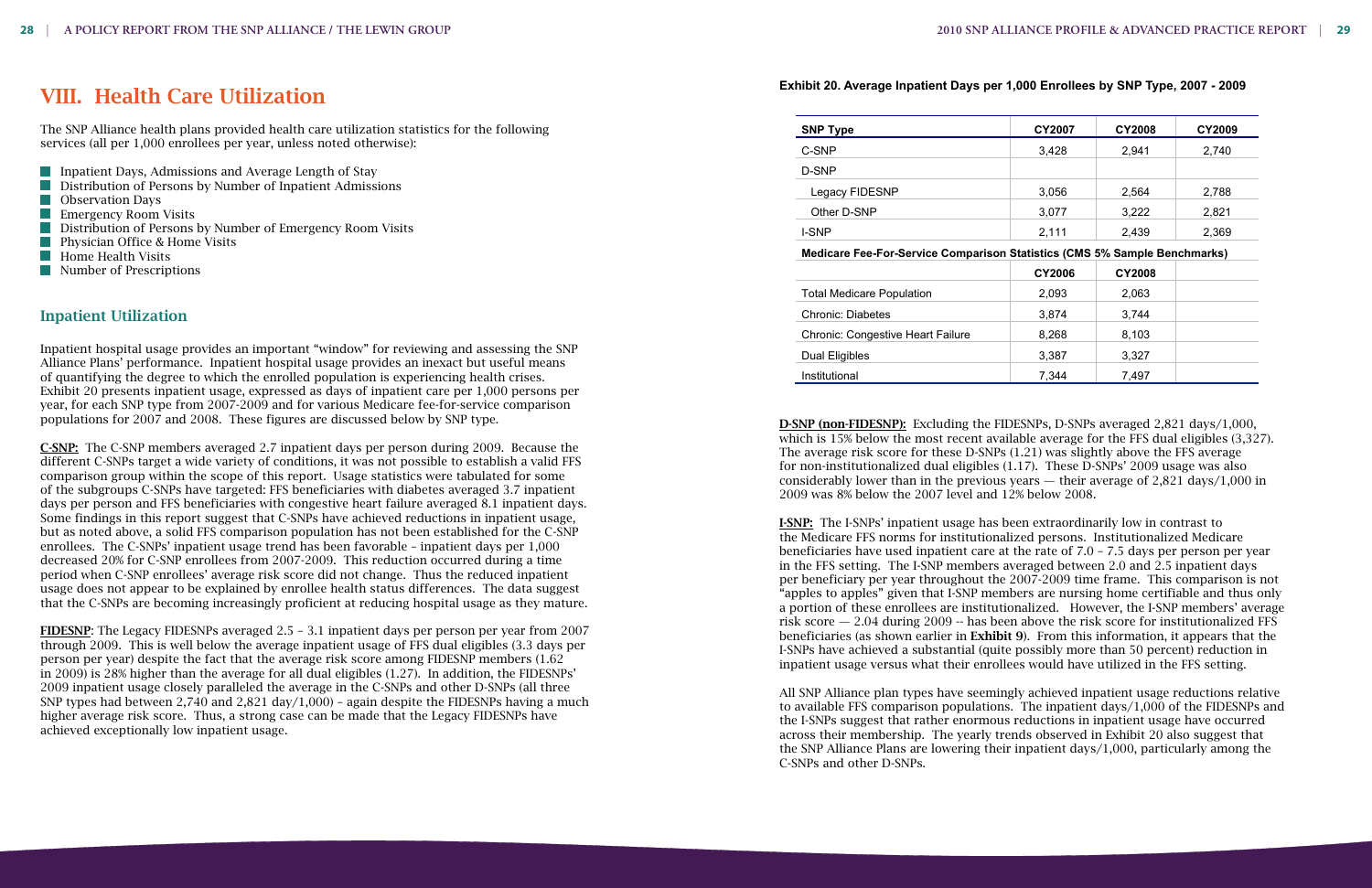# VIII. Health Care Utilization

The SNP Alliance health plans provided health care utilization statistics for the following services (all per 1,000 enrollees per year, unless noted otherwise):

- Inpatient Days, Admissions and Average Length of Stay
- Distribution of Persons by Number of Inpatient Admissions
- Observation Days
- Emergency Room Visits
- Distribution of Persons by Number of Emergency Room Visits
- Physician Office & Home Visits
- Home Health Visits
- Number of Prescriptions

## Inpatient Utilization

Inpatient hospital usage provides an important "window" for reviewing and assessing the SNP Alliance Plans' performance. Inpatient hospital usage provides an inexact but useful means of quantifying the degree to which the enrolled population is experiencing health crises. Exhibit 20 presents inpatient usage, expressed as days of inpatient care per 1,000 persons per year, for each SNP type from 2007-2009 and for various Medicare fee-for-service comparison populations for 2007 and 2008. These figures are discussed below by SNP type.

**C-SNP:** The C-SNP members averaged 2.7 inpatient days per person during 2009. Because the different C-SNPs target a wide variety of conditions, it was not possible to establish a valid FFS comparison group within the scope of this report. Usage statistics were tabulated for some of the subgroups C-SNPs have targeted: FFS beneficiaries with diabetes averaged 3.7 inpatient days per person and FFS beneficiaries with congestive heart failure averaged 8.1 inpatient days. Some findings in this report suggest that C-SNPs have achieved reductions in inpatient usage, but as noted above, a solid FFS comparison population has not been established for the C-SNP enrollees. The C-SNPs' inpatient usage trend has been favorable – inpatient days per 1,000 decreased 20% for C-SNP enrollees from 2007-2009. This reduction occurred during a time period when C-SNP enrollees' average risk score did not change. Thus the reduced inpatient usage does not appear to be explained by enrollee health status differences. The data suggest that the C-SNPs are becoming increasingly proficient at reducing hospital usage as they mature.

**FIDESNP**: The Legacy FIDESNPs averaged 2.5 – 3.1 inpatient days per person per year from 2007 through 2009. This is well below the average inpatient usage of FFS dual eligibles (3.3 days per person per year) despite the fact that the average risk score among FIDESNP members (1.62 in 2009) is 28% higher than the average for all dual eligibles (1.27). In addition, the FIDESNPs' 2009 inpatient usage closely paralleled the average in the C-SNPs and other D-SNPs (all three SNP types had between 2,740 and 2,821 day/1,000) – again despite the FIDESNPs having a much higher average risk score. Thus, a strong case can be made that the Legacy FIDESNPs have achieved exceptionally low inpatient usage.

**Exhibit 20. Average Inpatient Days per 1,000 Enrollees by SNP Type, 2007 - 2009**

| SNP Type | CY2007 | CY2008 | CY2009 |
|---|---|---|---|
| C-SNP | 3,428 | 2,941 | 2,740 |
| D-SNP | | | |
| Legacy FIDESNP | 3,056 | 2,564 | 2,788 |
| Other D-SNP | 3,077 | 3,222 | 2,821 |
| I-SNP | 2,111 | 2,439 | 2,369 |
| **Medicare Fee-For-Service Comparison Statistics (CMS 5% Sample Benchmarks)** | | | |
| | **CY2006** | **CY2008** | |
| Total Medicare Population | 2,093 | 2,063 | |
| Chronic: Diabetes | 3,874 | 3,744 | |
| Chronic: Congestive Heart Failure | 8,268 | 8,103 | |
| Dual Eligibles | 3,387 | 3,327 | |
| Institutional | 7,344 | 7,497 | |

**D-SNP (non-FIDESNP):** Excluding the FIDESNPs, D-SNPs averaged 2,821 days/1,000, which is 15% below the most recent available average for the FFS dual eligibles (3,327). The average risk score for these D-SNPs (1.21) was slightly above the FFS average for non-institutionalized dual eligibles (1.17). These D-SNPs' 2009 usage was also considerably lower than in the previous years — their average of 2,821 days/1,000 in 2009 was 8% below the 2007 level and 12% below 2008.

**I-SNP:** The I-SNPs' inpatient usage has been extraordinarily low in contrast to the Medicare FFS norms for institutionalized persons. Institutionalized Medicare beneficiaries have used inpatient care at the rate of 7.0 – 7.5 days per person per year in the FFS setting. The I-SNP members averaged between 2.0 and 2.5 inpatient days per beneficiary per year throughout the 2007-2009 time frame. This comparison is not "apples to apples" given that I-SNP members are nursing home certifiable and thus only a portion of these enrollees are institutionalized. However, the I-SNP members' average risk score — 2.04 during 2009 -- has been above the risk score for institutionalized FFS beneficiaries (as shown earlier in **Exhibit 9**). From this information, it appears that the I-SNPs have achieved a substantial (quite possibly more than 50 percent) reduction in inpatient usage versus what their enrollees would have utilized in the FFS setting.

All SNP Alliance plan types have seemingly achieved inpatient usage reductions relative to available FFS comparison populations. The inpatient days/1,000 of the FIDESNPs and the I-SNPs suggest that rather enormous reductions in inpatient usage have occurred across their membership. The yearly trends observed in Exhibit 20 also suggest that the SNP Alliance Plans are lowering their inpatient days/1,000, particularly among the C-SNPs and other D-SNPs.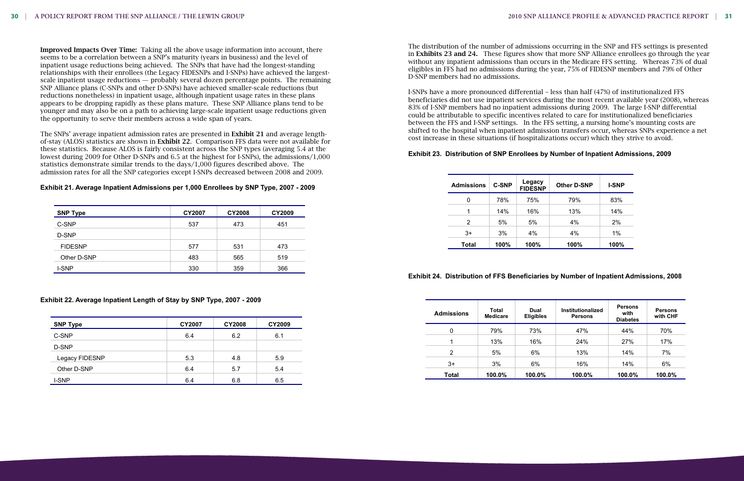**Improved Impacts Over Time:** Taking all the above usage information into account, there seems to be a correlation between a SNP's maturity (years in business) and the level of inpatient usage reductions being achieved. The SNPs that have had the longest-standing relationships with their enrollees (the Legacy FIDESNPs and I-SNPs) have achieved the largest-scale inpatient usage reductions — probably several dozen percentage points. The remaining SNP Alliance plans (C-SNPs and other D-SNPs) have achieved smaller-scale reductions (but reductions nonetheless) in inpatient usage, although inpatient usage rates in these plans appears to be dropping rapidly as these plans mature. These SNP Alliance plans tend to be younger and may also be on a path to achieving large-scale inpatient usage reductions given the opportunity to serve their members across a wide span of years.

The SNPs' average inpatient admission rates are presented in **Exhibit 21** and average length-of-stay (ALOS) statistics are shown in **Exhibit 22**. Comparison FFS data were not available for these statistics. Because ALOS is fairly consistent across the SNP types (averaging 5.4 at the lowest during 2009 for Other D-SNPs and 6.5 at the highest for I-SNPs), the admissions/1,000 statistics demonstrate similar trends to the days/1,000 figures described above. The admission rates for all the SNP categories except I-SNPs decreased between 2008 and 2009.

**Exhibit 21. Average Inpatient Admissions per 1,000 Enrollees by SNP Type, 2007 - 2009**

| SNP Type | CY2007 | CY2008 | CY2009 |
|---|---|---|---|
| C-SNP | 537 | 473 | 451 |
| D-SNP | | | |
| FIDESNP | 577 | 531 | 473 |
| Other D-SNP | 483 | 565 | 519 |
| I-SNP | 330 | 359 | 366 |

**Exhibit 22. Average Inpatient Length of Stay by SNP Type, 2007 - 2009**

| SNP Type | CY2007 | CY2008 | CY2009 |
|---|---|---|---|
| C-SNP | 6.4 | 6.2 | 6.1 |
| D-SNP | | | |
| Legacy FIDESNP | 5.3 | 4.8 | 5.9 |
| Other D-SNP | 6.4 | 5.7 | 5.4 |
| I-SNP | 6.4 | 6.8 | 6.5 |

The distribution of the number of admissions occurring in the SNP and FFS settings is presented in **Exhibits 23 and 24.** These figures show that more SNP Alliance enrollees go through the year without any inpatient admissions than occurs in the Medicare FFS setting. Whereas 73% of dual eligibles in FFS had no admissions during the year, 75% of FIDESNP members and 79% of Other D-SNP members had no admissions.

I-SNPs have a more pronounced differential – less than half (47%) of institutionalized FFS beneficiaries did not use inpatient services during the most recent available year (2008), whereas 83% of I-SNP members had no inpatient admissions during 2009. The large I-SNP differential could be attributable to specific incentives related to care for institutionalized beneficiaries between the FFS and I-SNP settings. In the FFS setting, a nursing home's mounting costs are shifted to the hospital when inpatient admission transfers occur, whereas SNPs experience a net cost increase in these situations (if hospitalizations occur) which they strive to avoid.

**Exhibit 23. Distribution of SNP Enrollees by Number of Inpatient Admissions, 2009**

| Admissions | C-SNP | Legacy FIDESNP | Other D-SNP | I-SNP |
|---|---|---|---|---|
| 0 | 78% | 75% | 79% | 83% |
| 1 | 14% | 16% | 13% | 14% |
| 2 | 5% | 5% | 4% | 2% |
| 3+ | 3% | 4% | 4% | 1% |
| **Total** | **100%** | **100%** | **100%** | **100%** |

**Exhibit 24. Distribution of FFS Beneficiaries by Number of Inpatient Admissions, 2008**

| Admissions | Total Medicare | Dual Eligibles | Institutionalized Persons | Persons with Diabetes | Persons with CHF |
|---|---|---|---|---|---|
| 0 | 79% | 73% | 47% | 44% | 70% |
| 1 | 13% | 16% | 24% | 27% | 17% |
| 2 | 5% | 6% | 13% | 14% | 7% |
| 3+ | 3% | 6% | 16% | 14% | 6% |
| **Total** | **100.0%** | **100.0%** | **100.0%** | **100.0%** | **100.0%** |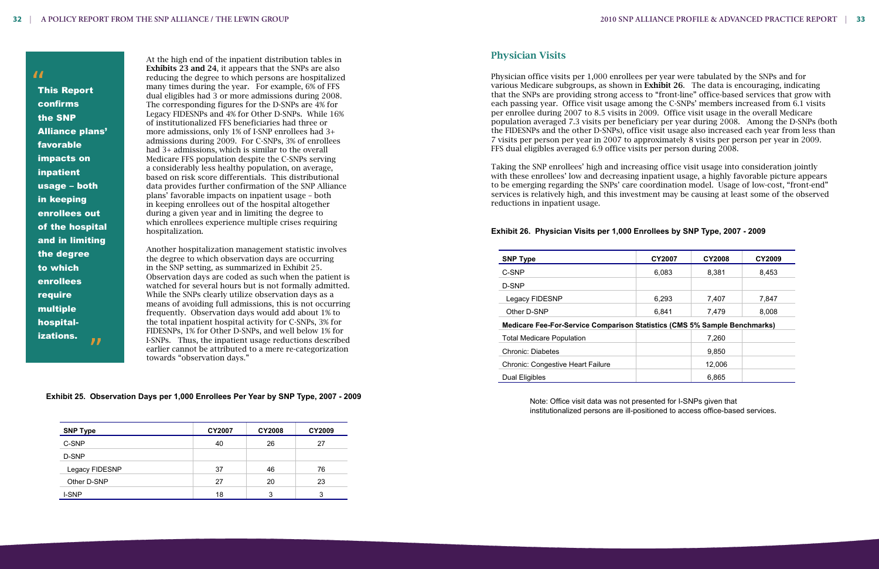> "This Report confirms the SNP Alliance plans' favorable impacts on inpatient usage – both in keeping enrollees out of the hospital and in limiting the degree to which enrollees require multiple hospitalizations."

At the high end of the inpatient distribution tables in **Exhibits 23 and 24**, it appears that the SNPs are also reducing the degree to which persons are hospitalized many times during the year. For example, 6% of FFS dual eligibles had 3 or more admissions during 2008. The corresponding figures for the D-SNPs are 4% for Legacy FIDESNPs and 4% for Other D-SNPs. While 16% of institutionalized FFS beneficiaries had three or more admissions, only 1% of I-SNP enrollees had 3+ admissions during 2009. For C-SNPs, 3% of enrollees had 3+ admissions, which is similar to the overall Medicare FFS population despite the C-SNPs serving a considerably less healthy population, on average, based on risk score differentials. This distributional data provides further confirmation of the SNP Alliance plans' favorable impacts on inpatient usage – both in keeping enrollees out of the hospital altogether during a given year and in limiting the degree to which enrollees experience multiple crises requiring hospitalization.

Another hospitalization management statistic involves the degree to which observation days are occurring in the SNP setting, as summarized in Exhibit 25. Observation days are coded as such when the patient is watched for several hours but is not formally admitted. While the SNPs clearly utilize observation days as a means of avoiding full admissions, this is not occurring frequently. Observation days would add about 1% to the total inpatient hospital activity for C-SNPs, 3% for FIDESNPs, 1% for Other D-SNPs, and well below 1% for I-SNPs. Thus, the inpatient usage reductions described earlier cannot be attributed to a mere re-categorization towards "observation days."

**Exhibit 25. Observation Days per 1,000 Enrollees Per Year by SNP Type, 2007 - 2009**

| SNP Type | CY2007 | CY2008 | CY2009 |
|---|---|---|---|
| C-SNP | 40 | 26 | 27 |
| D-SNP | | | |
| Legacy FIDESNP | 37 | 46 | 76 |
| Other D-SNP | 27 | 20 | 23 |
| I-SNP | 18 | 3 | 3 |

## Physician Visits

Physician office visits per 1,000 enrollees per year were tabulated by the SNPs and for various Medicare subgroups, as shown in **Exhibit 26**. The data is encouraging, indicating that the SNPs are providing strong access to "front-line" office-based services that grow with each passing year. Office visit usage among the C-SNPs' members increased from 6.1 visits per enrollee during 2007 to 8.5 visits in 2009. Office visit usage in the overall Medicare population averaged 7.3 visits per beneficiary per year during 2008. Among the D-SNPs (both the FIDESNPs and the other D-SNPs), office visit usage also increased each year from less than 7 visits per person per year in 2007 to approximately 8 visits per person per year in 2009. FFS dual eligibles averaged 6.9 office visits per person during 2008.

Taking the SNP enrollees' high and increasing office visit usage into consideration jointly with these enrollees' low and decreasing inpatient usage, a highly favorable picture appears to be emerging regarding the SNPs' care coordination model. Usage of low-cost, "front-end" services is relatively high, and this investment may be causing at least some of the observed reductions in inpatient usage.

**Exhibit 26. Physician Visits per 1,000 Enrollees by SNP Type, 2007 - 2009**

| SNP Type | CY2007 | CY2008 | CY2009 |
|---|---|---|---|
| C-SNP | 6,083 | 8,381 | 8,453 |
| D-SNP | | | |
| Legacy FIDESNP | 6,293 | 7,407 | 7,847 |
| Other D-SNP | 6,841 | 7,479 | 8,008 |
| **Medicare Fee-For-Service Comparison Statistics (CMS 5% Sample Benchmarks)** | | | |
| Total Medicare Population | | 7,260 | |
| Chronic: Diabetes | | 9,850 | |
| Chronic: Congestive Heart Failure | | 12,006 | |
| Dual Eligibles | | 6,865 | |

Note: Office visit data was not presented for I-SNPs given that institutionalized persons are ill-positioned to access office-based services.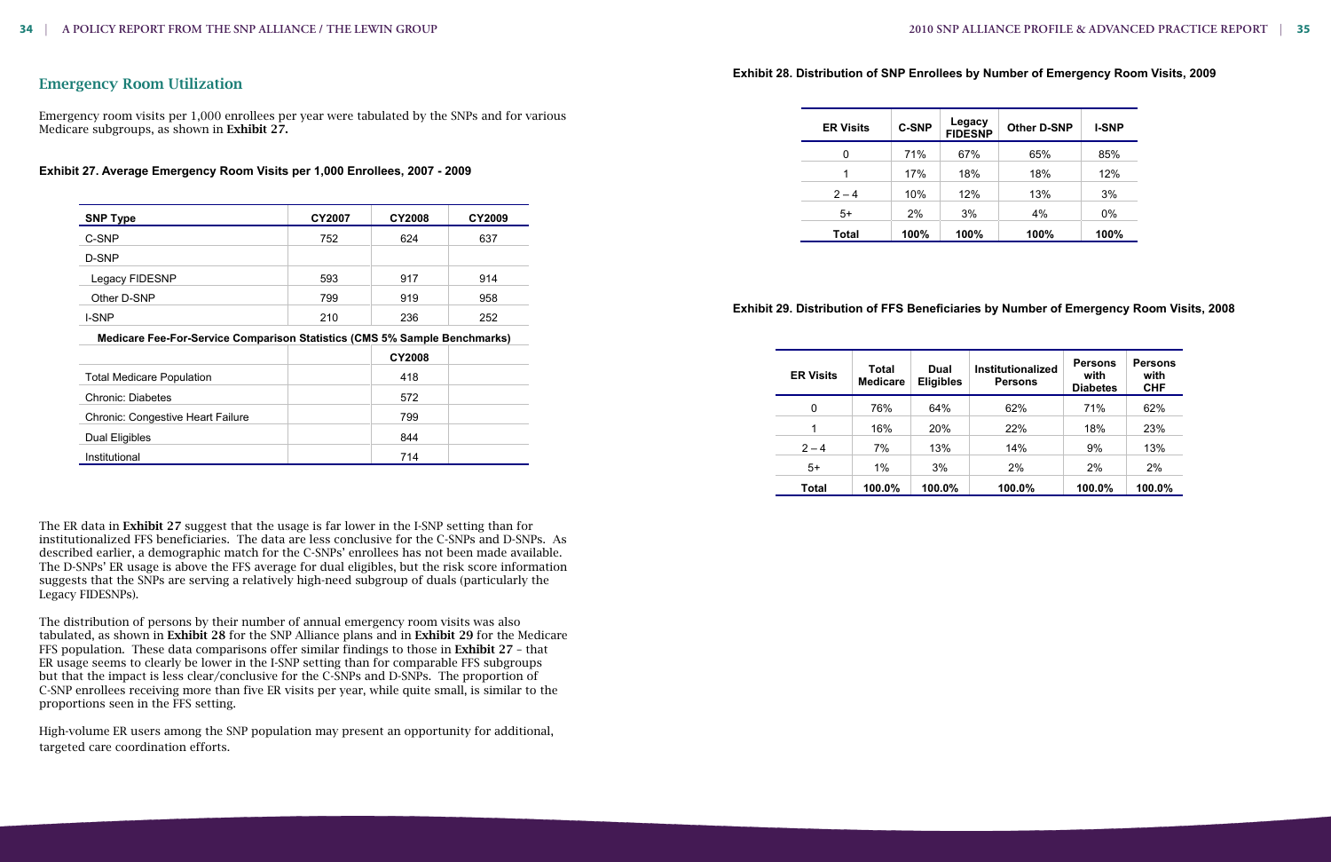## Emergency Room Utilization

Emergency room visits per 1,000 enrollees per year were tabulated by the SNPs and for various Medicare subgroups, as shown in **Exhibit 27.**

**Exhibit 27. Average Emergency Room Visits per 1,000 Enrollees, 2007 - 2009**

| SNP Type | CY2007 | CY2008 | CY2009 |
|---|---|---|---|
| C-SNP | 752 | 624 | 637 |
| D-SNP | | | |
| Legacy FIDESNP | 593 | 917 | 914 |
| Other D-SNP | 799 | 919 | 958 |
| I-SNP | 210 | 236 | 252 |
| **Medicare Fee-For-Service Comparison Statistics (CMS 5% Sample Benchmarks)** | | | |
| | | **CY2008** | |
| Total Medicare Population | | 418 | |
| Chronic: Diabetes | | 572 | |
| Chronic: Congestive Heart Failure | | 799 | |
| Dual Eligibles | | 844 | |
| Institutional | | 714 | |

The ER data in **Exhibit 27** suggest that the usage is far lower in the I-SNP setting than for institutionalized FFS beneficiaries. The data are less conclusive for the C-SNPs and D-SNPs. As described earlier, a demographic match for the C-SNPs' enrollees has not been made available. The D-SNPs' ER usage is above the FFS average for dual eligibles, but the risk score information suggests that the SNPs are serving a relatively high-need subgroup of duals (particularly the Legacy FIDESNPs).

The distribution of persons by their number of annual emergency room visits was also tabulated, as shown in **Exhibit 28** for the SNP Alliance plans and in **Exhibit 29** for the Medicare FFS population. These data comparisons offer similar findings to those in **Exhibit 27** – that ER usage seems to clearly be lower in the I-SNP setting than for comparable FFS subgroups but that the impact is less clear/conclusive for the C-SNPs and D-SNPs. The proportion of C-SNP enrollees receiving more than five ER visits per year, while quite small, is similar to the proportions seen in the FFS setting.

High-volume ER users among the SNP population may present an opportunity for additional, targeted care coordination efforts.

**Exhibit 28. Distribution of SNP Enrollees by Number of Emergency Room Visits, 2009**

| ER Visits | C-SNP | Legacy FIDESNP | Other D-SNP | I-SNP |
|---|---|---|---|---|
| 0 | 71% | 67% | 65% | 85% |
| 1 | 17% | 18% | 18% | 12% |
| 2 – 4 | 10% | 12% | 13% | 3% |
| 5+ | 2% | 3% | 4% | 0% |
| **Total** | **100%** | **100%** | **100%** | **100%** |

**Exhibit 29. Distribution of FFS Beneficiaries by Number of Emergency Room Visits, 2008**

| ER Visits | Total Medicare | Dual Eligibles | Institutionalized Persons | Persons with Diabetes | Persons with CHF |
|---|---|---|---|---|---|
| 0 | 76% | 64% | 62% | 71% | 62% |
| 1 | 16% | 20% | 22% | 18% | 23% |
| 2 – 4 | 7% | 13% | 14% | 9% | 13% |
| 5+ | 1% | 3% | 2% | 2% | 2% |
| **Total** | **100.0%** | **100.0%** | **100.0%** | **100.0%** | **100.0%** |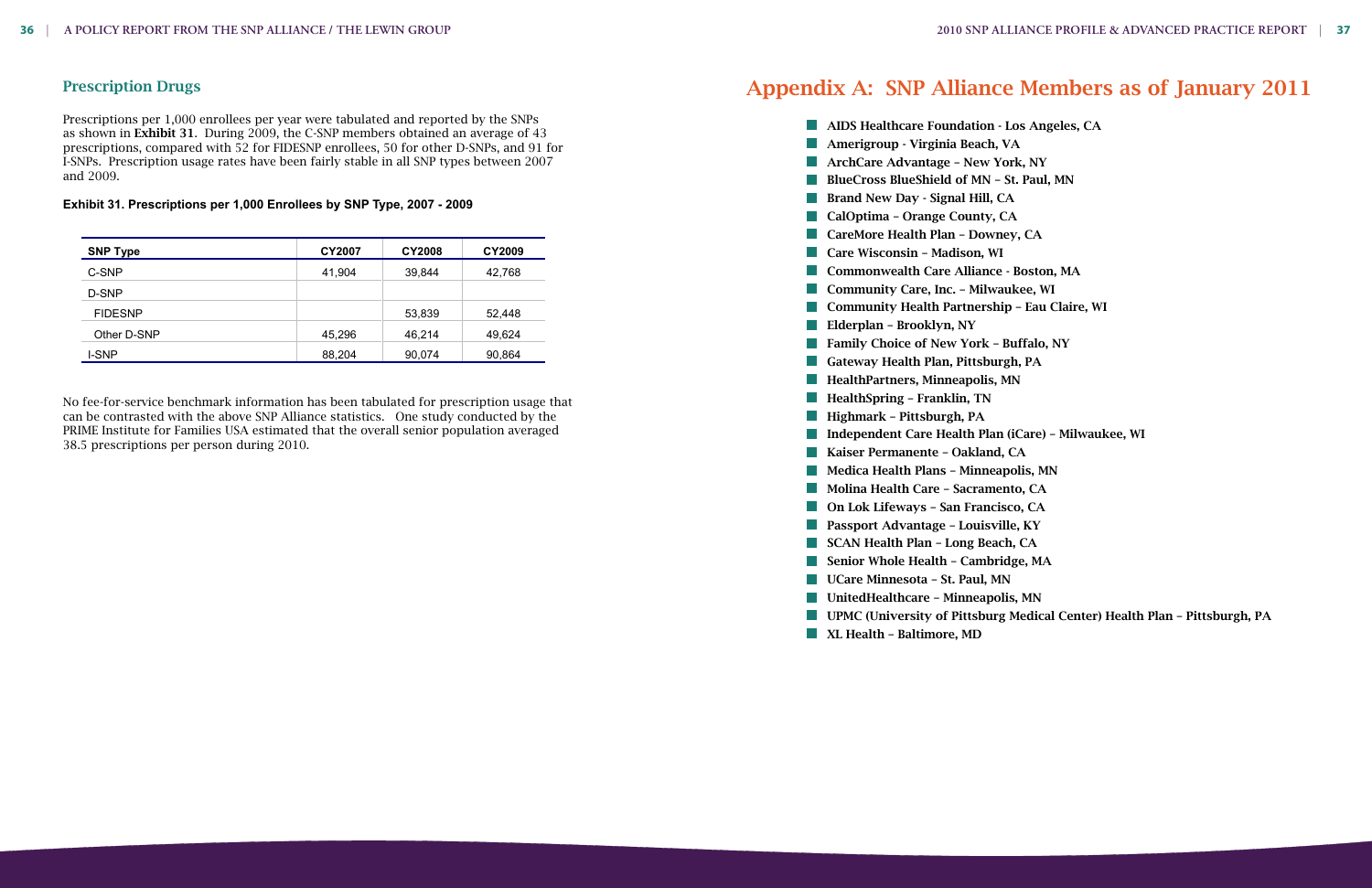## Prescription Drugs

Prescriptions per 1,000 enrollees per year were tabulated and reported by the SNPs as shown in **Exhibit 31**. During 2009, the C-SNP members obtained an average of 43 prescriptions, compared with 52 for FIDESNP enrollees, 50 for other D-SNPs, and 91 for I-SNPs. Prescription usage rates have been fairly stable in all SNP types between 2007 and 2009.

**Exhibit 31. Prescriptions per 1,000 Enrollees by SNP Type, 2007 - 2009**

| SNP Type | CY2007 | CY2008 | CY2009 |
|---|---|---|---|
| C-SNP | 41,904 | 39,844 | 42,768 |
| D-SNP | | | |
| FIDESNP | | 53,839 | 52,448 |
| Other D-SNP | 45,296 | 46,214 | 49,624 |
| I-SNP | 88,204 | 90,074 | 90,864 |

No fee-for-service benchmark information has been tabulated for prescription usage that can be contrasted with the above SNP Alliance statistics. One study conducted by the PRIME Institute for Families USA estimated that the overall senior population averaged 38.5 prescriptions per person during 2010.

# Appendix A: SNP Alliance Members as of January 2011

- AIDS Healthcare Foundation - Los Angeles, CA
- Amerigroup - Virginia Beach, VA
- ArchCare Advantage – New York, NY
- BlueCross BlueShield of MN – St. Paul, MN
- Brand New Day - Signal Hill, CA
- CalOptima – Orange County, CA
- CareMore Health Plan – Downey, CA
- Care Wisconsin – Madison, WI
- Commonwealth Care Alliance - Boston, MA
- Community Care, Inc. – Milwaukee, WI
- Community Health Partnership – Eau Claire, WI
- Elderplan – Brooklyn, NY
- Family Choice of New York – Buffalo, NY
- Gateway Health Plan, Pittsburgh, PA
- HealthPartners, Minneapolis, MN
- HealthSpring – Franklin, TN
- Highmark – Pittsburgh, PA
- Independent Care Health Plan (iCare) – Milwaukee, WI
- Kaiser Permanente – Oakland, CA
- Medica Health Plans – Minneapolis, MN
- Molina Health Care – Sacramento, CA
- On Lok Lifeways – San Francisco, CA
- Passport Advantage – Louisville, KY
- SCAN Health Plan – Long Beach, CA
- Senior Whole Health – Cambridge, MA
- UCare Minnesota – St. Paul, MN
- UnitedHealthcare – Minneapolis, MN
- UPMC (University of Pittsburg Medical Center) Health Plan – Pittsburgh, PA
- XL Health – Baltimore, MD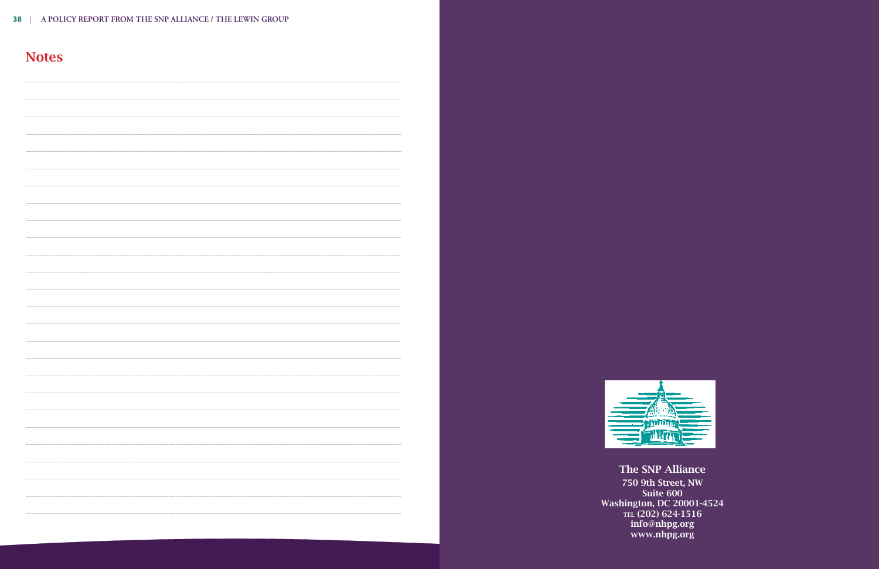## Notes

The SNP Alliance
750 9th Street, NW
Suite 600
Washington, DC 20001-4524
TEL (202) 624-1516
info@nhpg.org
www.nhpg.org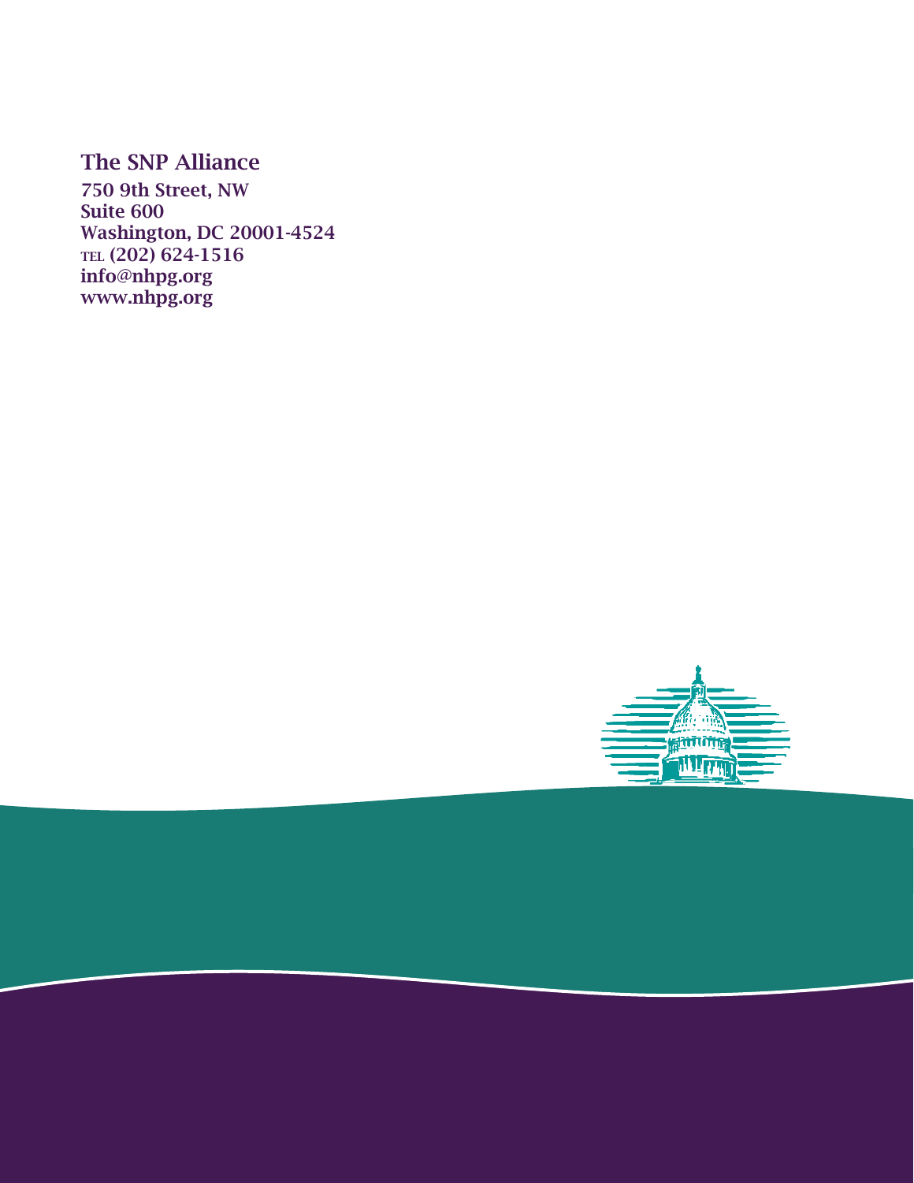**The SNP Alliance**

750 9th Street, NW
Suite 600
Washington, DC 20001-4524
TEL (202) 624-1516
info@nhpg.org
www.nhpg.org